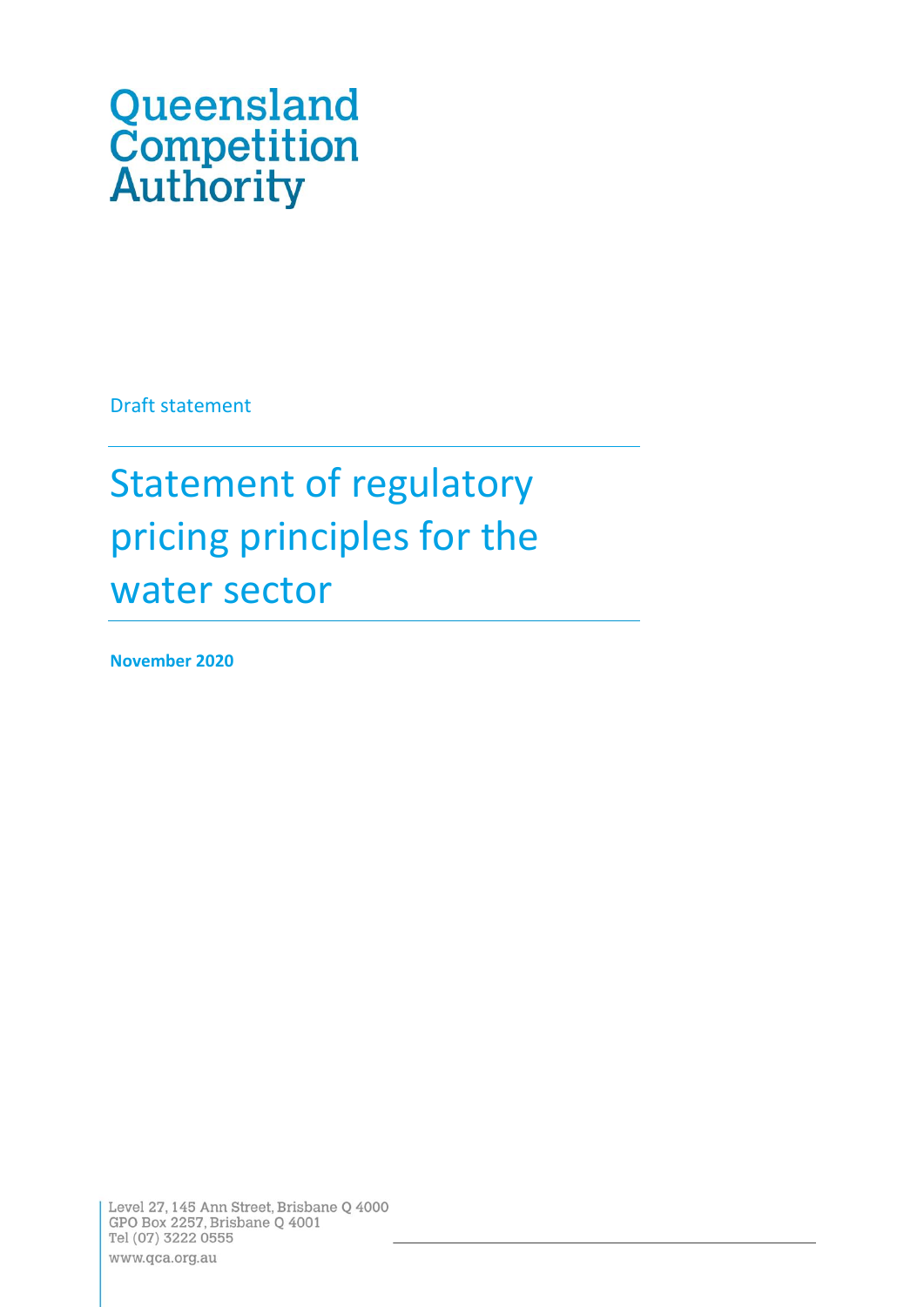Queensland Competition Authority

Draft statement

# Statement of regulatory pricing principles for the water sector

**November 2020**

Level 27, 145 Ann Street, Brisbane Q 4000
GPO Box 2257, Brisbane Q 4001
Tel (07) 3222 0555
www.qca.org.au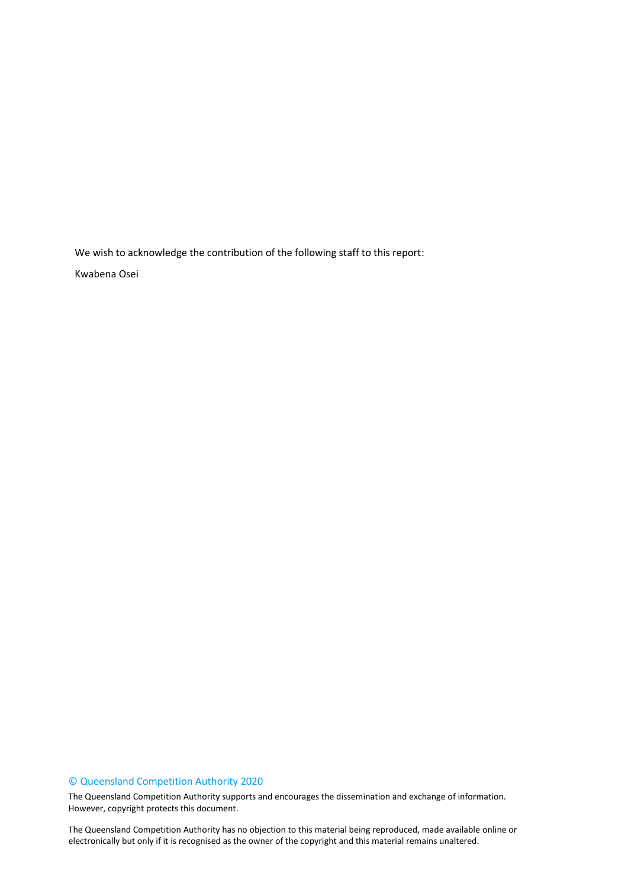We wish to acknowledge the contribution of the following staff to this report:

Kwabena Osei

© Queensland Competition Authority 2020

The Queensland Competition Authority supports and encourages the dissemination and exchange of information. However, copyright protects this document.

The Queensland Competition Authority has no objection to this material being reproduced, made available online or electronically but only if it is recognised as the owner of the copyright and this material remains unaltered.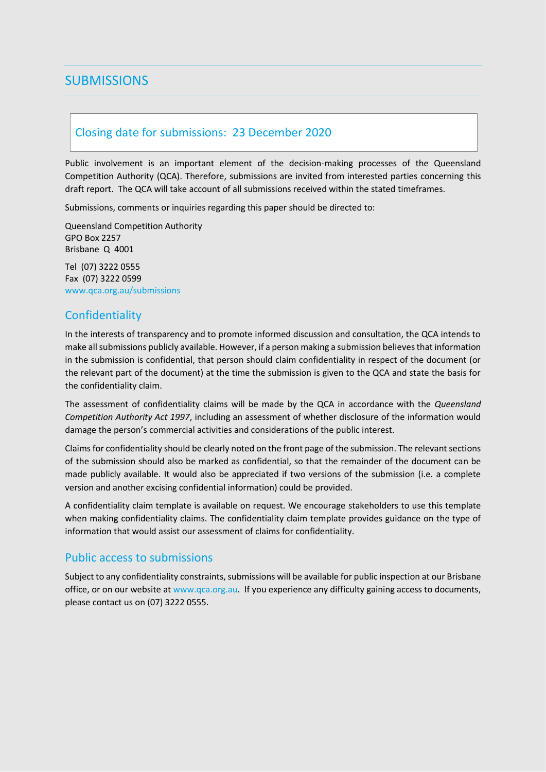# SUBMISSIONS

## Closing date for submissions: 23 December 2020

Public involvement is an important element of the decision-making processes of the Queensland Competition Authority (QCA). Therefore, submissions are invited from interested parties concerning this draft report. The QCA will take account of all submissions received within the stated timeframes.

Submissions, comments or inquiries regarding this paper should be directed to:

Queensland Competition Authority
GPO Box 2257
Brisbane Q 4001

Tel (07) 3222 0555
Fax (07) 3222 0599
www.qca.org.au/submissions

## Confidentiality

In the interests of transparency and to promote informed discussion and consultation, the QCA intends to make all submissions publicly available. However, if a person making a submission believes that information in the submission is confidential, that person should claim confidentiality in respect of the document (or the relevant part of the document) at the time the submission is given to the QCA and state the basis for the confidentiality claim.

The assessment of confidentiality claims will be made by the QCA in accordance with the *Queensland Competition Authority Act 1997*, including an assessment of whether disclosure of the information would damage the person's commercial activities and considerations of the public interest.

Claims for confidentiality should be clearly noted on the front page of the submission. The relevant sections of the submission should also be marked as confidential, so that the remainder of the document can be made publicly available. It would also be appreciated if two versions of the submission (i.e. a complete version and another excising confidential information) could be provided.

A confidentiality claim template is available on request. We encourage stakeholders to use this template when making confidentiality claims. The confidentiality claim template provides guidance on the type of information that would assist our assessment of claims for confidentiality.

## Public access to submissions

Subject to any confidentiality constraints, submissions will be available for public inspection at our Brisbane office, or on our website at www.qca.org.au. If you experience any difficulty gaining access to documents, please contact us on (07) 3222 0555.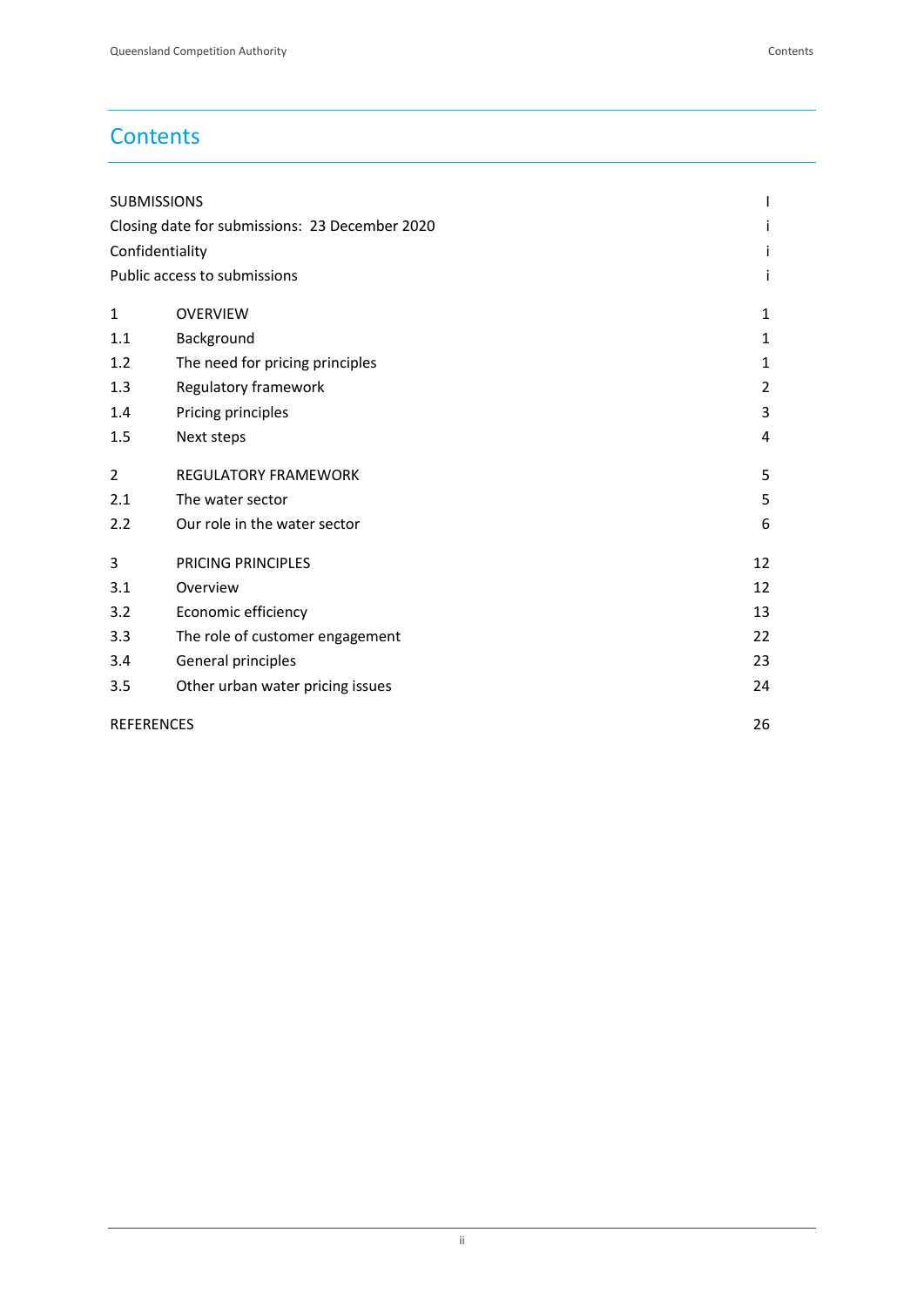# Contents

| | | |
|---|---|---|
| SUBMISSIONS | | I |
| Closing date for submissions: 23 December 2020 | | i |
| Confidentiality | | i |
| Public access to submissions | | i |
| 1 | OVERVIEW | 1 |
| 1.1 | Background | 1 |
| 1.2 | The need for pricing principles | 1 |
| 1.3 | Regulatory framework | 2 |
| 1.4 | Pricing principles | 3 |
| 1.5 | Next steps | 4 |
| 2 | REGULATORY FRAMEWORK | 5 |
| 2.1 | The water sector | 5 |
| 2.2 | Our role in the water sector | 6 |
| 3 | PRICING PRINCIPLES | 12 |
| 3.1 | Overview | 12 |
| 3.2 | Economic efficiency | 13 |
| 3.3 | The role of customer engagement | 22 |
| 3.4 | General principles | 23 |
| 3.5 | Other urban water pricing issues | 24 |
| REFERENCES | | 26 |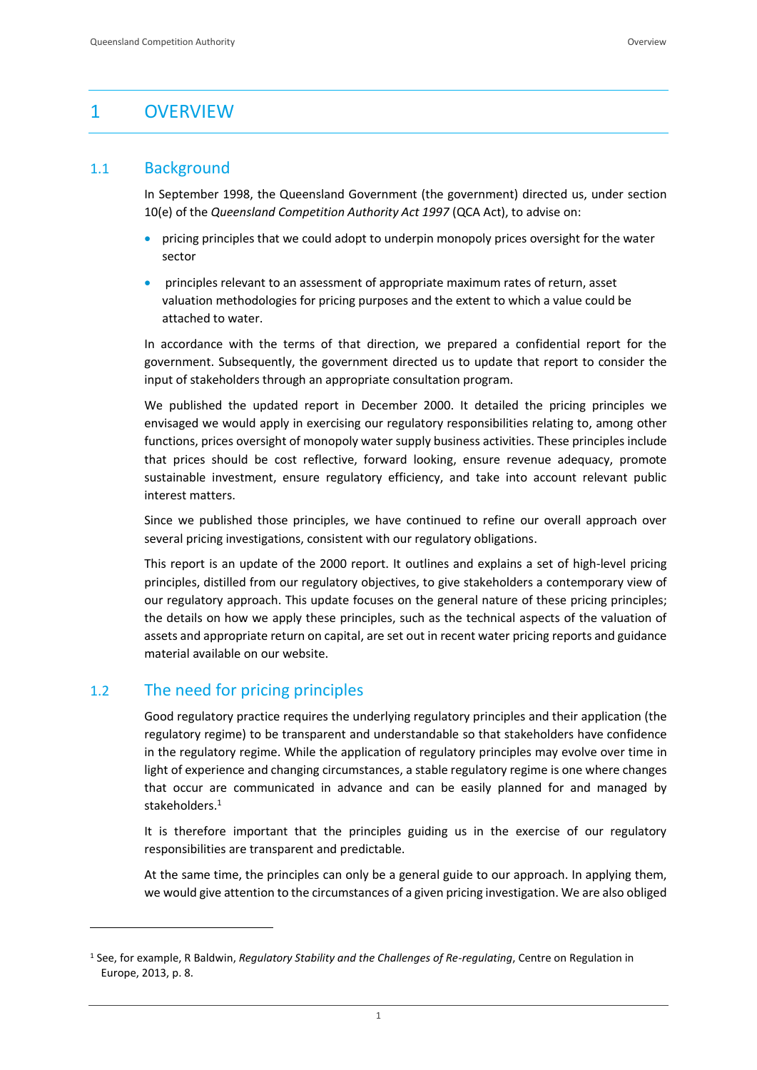# 1 OVERVIEW

## 1.1 Background

In September 1998, the Queensland Government (the government) directed us, under section 10(e) of the *Queensland Competition Authority Act 1997* (QCA Act), to advise on:

- pricing principles that we could adopt to underpin monopoly prices oversight for the water sector
- principles relevant to an assessment of appropriate maximum rates of return, asset valuation methodologies for pricing purposes and the extent to which a value could be attached to water.

In accordance with the terms of that direction, we prepared a confidential report for the government. Subsequently, the government directed us to update that report to consider the input of stakeholders through an appropriate consultation program.

We published the updated report in December 2000. It detailed the pricing principles we envisaged we would apply in exercising our regulatory responsibilities relating to, among other functions, prices oversight of monopoly water supply business activities. These principles include that prices should be cost reflective, forward looking, ensure revenue adequacy, promote sustainable investment, ensure regulatory efficiency, and take into account relevant public interest matters.

Since we published those principles, we have continued to refine our overall approach over several pricing investigations, consistent with our regulatory obligations.

This report is an update of the 2000 report. It outlines and explains a set of high-level pricing principles, distilled from our regulatory objectives, to give stakeholders a contemporary view of our regulatory approach. This update focuses on the general nature of these pricing principles; the details on how we apply these principles, such as the technical aspects of the valuation of assets and appropriate return on capital, are set out in recent water pricing reports and guidance material available on our website.

## 1.2 The need for pricing principles

Good regulatory practice requires the underlying regulatory principles and their application (the regulatory regime) to be transparent and understandable so that stakeholders have confidence in the regulatory regime. While the application of regulatory principles may evolve over time in light of experience and changing circumstances, a stable regulatory regime is one where changes that occur are communicated in advance and can be easily planned for and managed by stakeholders.[1]

It is therefore important that the principles guiding us in the exercise of our regulatory responsibilities are transparent and predictable.

At the same time, the principles can only be a general guide to our approach. In applying them, we would give attention to the circumstances of a given pricing investigation. We are also obliged

[1] See, for example, R Baldwin, *Regulatory Stability and the Challenges of Re-regulating*, Centre on Regulation in Europe, 2013, p. 8.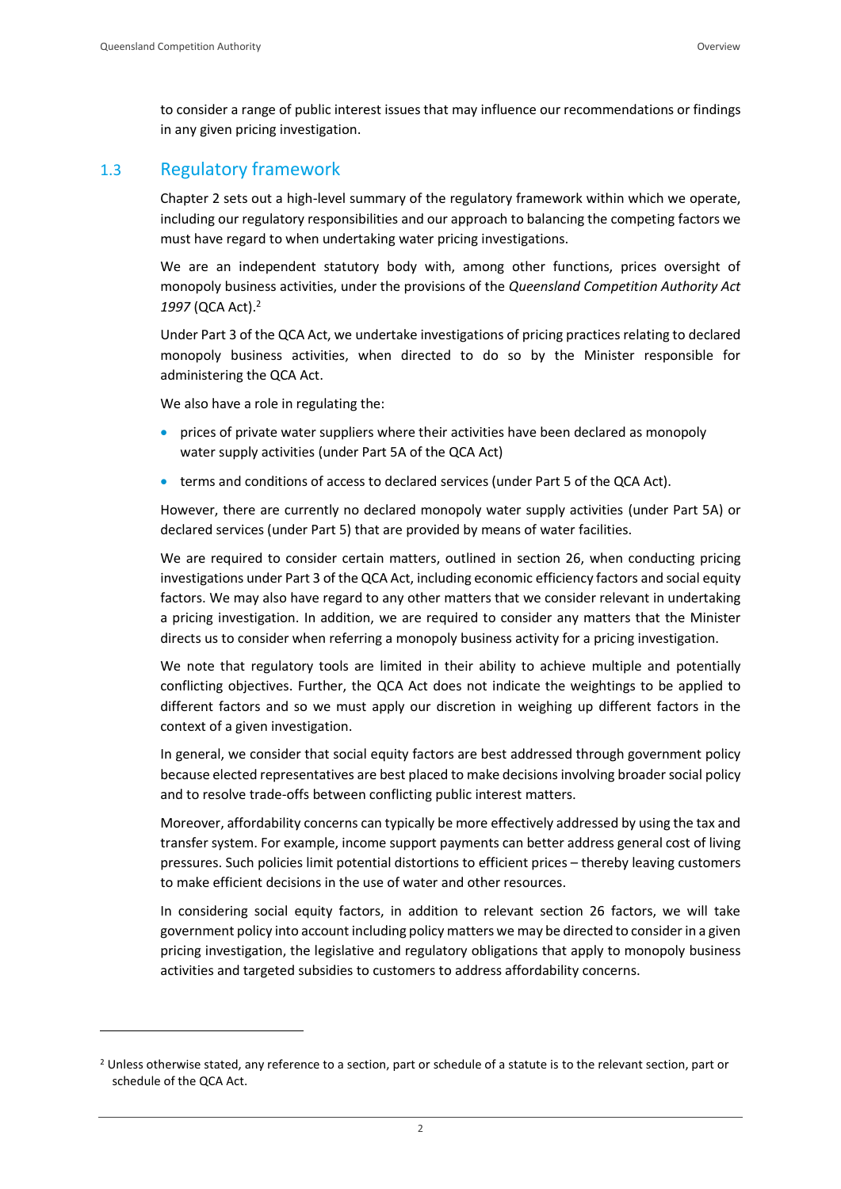to consider a range of public interest issues that may influence our recommendations or findings in any given pricing investigation.

## 1.3 Regulatory framework

Chapter 2 sets out a high-level summary of the regulatory framework within which we operate, including our regulatory responsibilities and our approach to balancing the competing factors we must have regard to when undertaking water pricing investigations.

We are an independent statutory body with, among other functions, prices oversight of monopoly business activities, under the provisions of the *Queensland Competition Authority Act 1997* (QCA Act).[2]

Under Part 3 of the QCA Act, we undertake investigations of pricing practices relating to declared monopoly business activities, when directed to do so by the Minister responsible for administering the QCA Act.

We also have a role in regulating the:

- prices of private water suppliers where their activities have been declared as monopoly water supply activities (under Part 5A of the QCA Act)
- terms and conditions of access to declared services (under Part 5 of the QCA Act).

However, there are currently no declared monopoly water supply activities (under Part 5A) or declared services (under Part 5) that are provided by means of water facilities.

We are required to consider certain matters, outlined in section 26, when conducting pricing investigations under Part 3 of the QCA Act, including economic efficiency factors and social equity factors. We may also have regard to any other matters that we consider relevant in undertaking a pricing investigation. In addition, we are required to consider any matters that the Minister directs us to consider when referring a monopoly business activity for a pricing investigation.

We note that regulatory tools are limited in their ability to achieve multiple and potentially conflicting objectives. Further, the QCA Act does not indicate the weightings to be applied to different factors and so we must apply our discretion in weighing up different factors in the context of a given investigation.

In general, we consider that social equity factors are best addressed through government policy because elected representatives are best placed to make decisions involving broader social policy and to resolve trade-offs between conflicting public interest matters.

Moreover, affordability concerns can typically be more effectively addressed by using the tax and transfer system. For example, income support payments can better address general cost of living pressures. Such policies limit potential distortions to efficient prices – thereby leaving customers to make efficient decisions in the use of water and other resources.

In considering social equity factors, in addition to relevant section 26 factors, we will take government policy into account including policy matters we may be directed to consider in a given pricing investigation, the legislative and regulatory obligations that apply to monopoly business activities and targeted subsidies to customers to address affordability concerns.

[2] Unless otherwise stated, any reference to a section, part or schedule of a statute is to the relevant section, part or schedule of the QCA Act.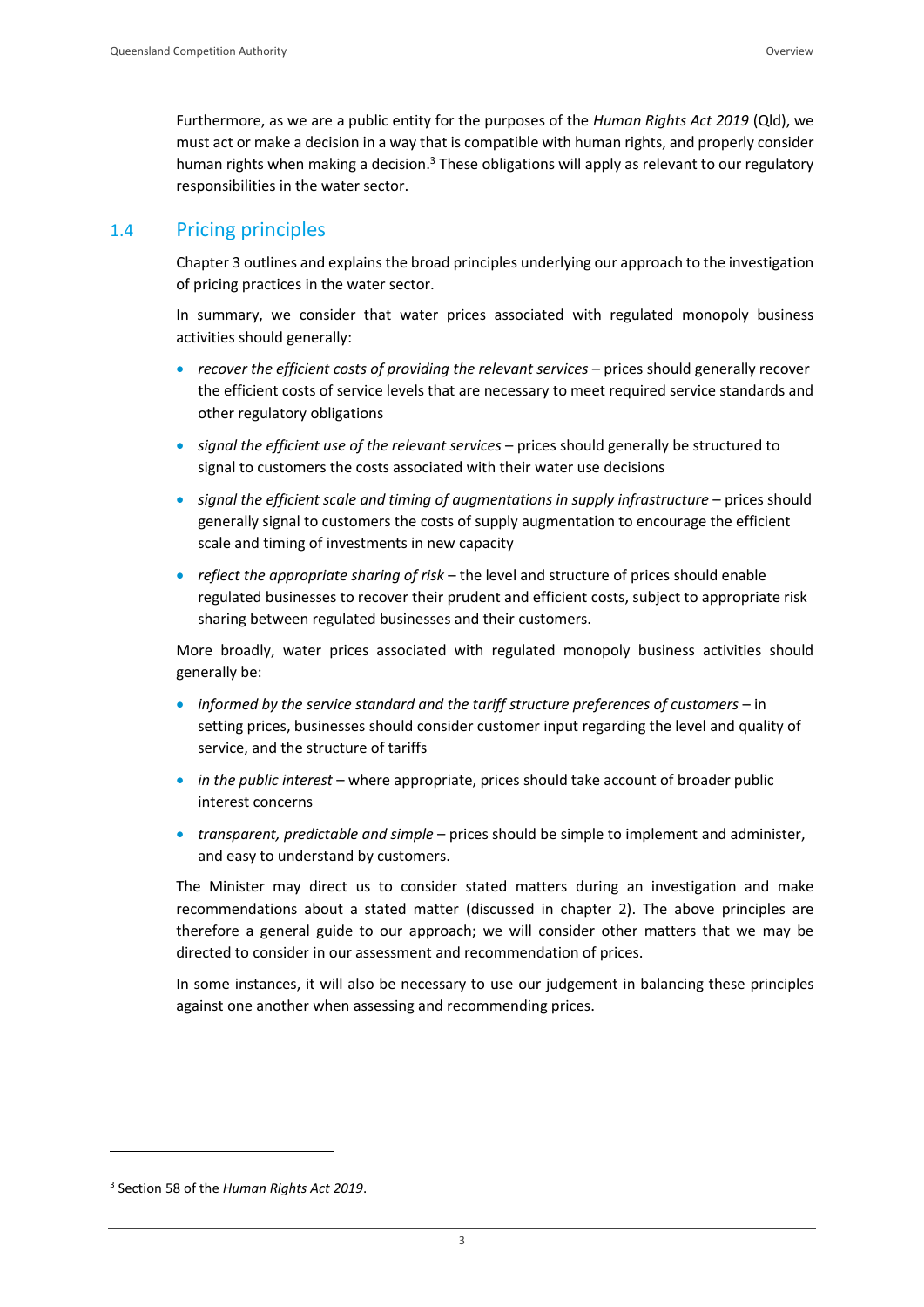Furthermore, as we are a public entity for the purposes of the *Human Rights Act 2019* (Qld), we must act or make a decision in a way that is compatible with human rights, and properly consider human rights when making a decision.[3] These obligations will apply as relevant to our regulatory responsibilities in the water sector.

## 1.4 Pricing principles

Chapter 3 outlines and explains the broad principles underlying our approach to the investigation of pricing practices in the water sector.

In summary, we consider that water prices associated with regulated monopoly business activities should generally:

- *recover the efficient costs of providing the relevant services* – prices should generally recover the efficient costs of service levels that are necessary to meet required service standards and other regulatory obligations
- *signal the efficient use of the relevant services* – prices should generally be structured to signal to customers the costs associated with their water use decisions
- *signal the efficient scale and timing of augmentations in supply infrastructure* – prices should generally signal to customers the costs of supply augmentation to encourage the efficient scale and timing of investments in new capacity
- *reflect the appropriate sharing of risk* – the level and structure of prices should enable regulated businesses to recover their prudent and efficient costs, subject to appropriate risk sharing between regulated businesses and their customers.

More broadly, water prices associated with regulated monopoly business activities should generally be:

- *informed by the service standard and the tariff structure preferences of customers* – in setting prices, businesses should consider customer input regarding the level and quality of service, and the structure of tariffs
- *in the public interest* – where appropriate, prices should take account of broader public interest concerns
- *transparent, predictable and simple* – prices should be simple to implement and administer, and easy to understand by customers.

The Minister may direct us to consider stated matters during an investigation and make recommendations about a stated matter (discussed in chapter 2). The above principles are therefore a general guide to our approach; we will consider other matters that we may be directed to consider in our assessment and recommendation of prices.

In some instances, it will also be necessary to use our judgement in balancing these principles against one another when assessing and recommending prices.

[3] Section 58 of the *Human Rights Act 2019*.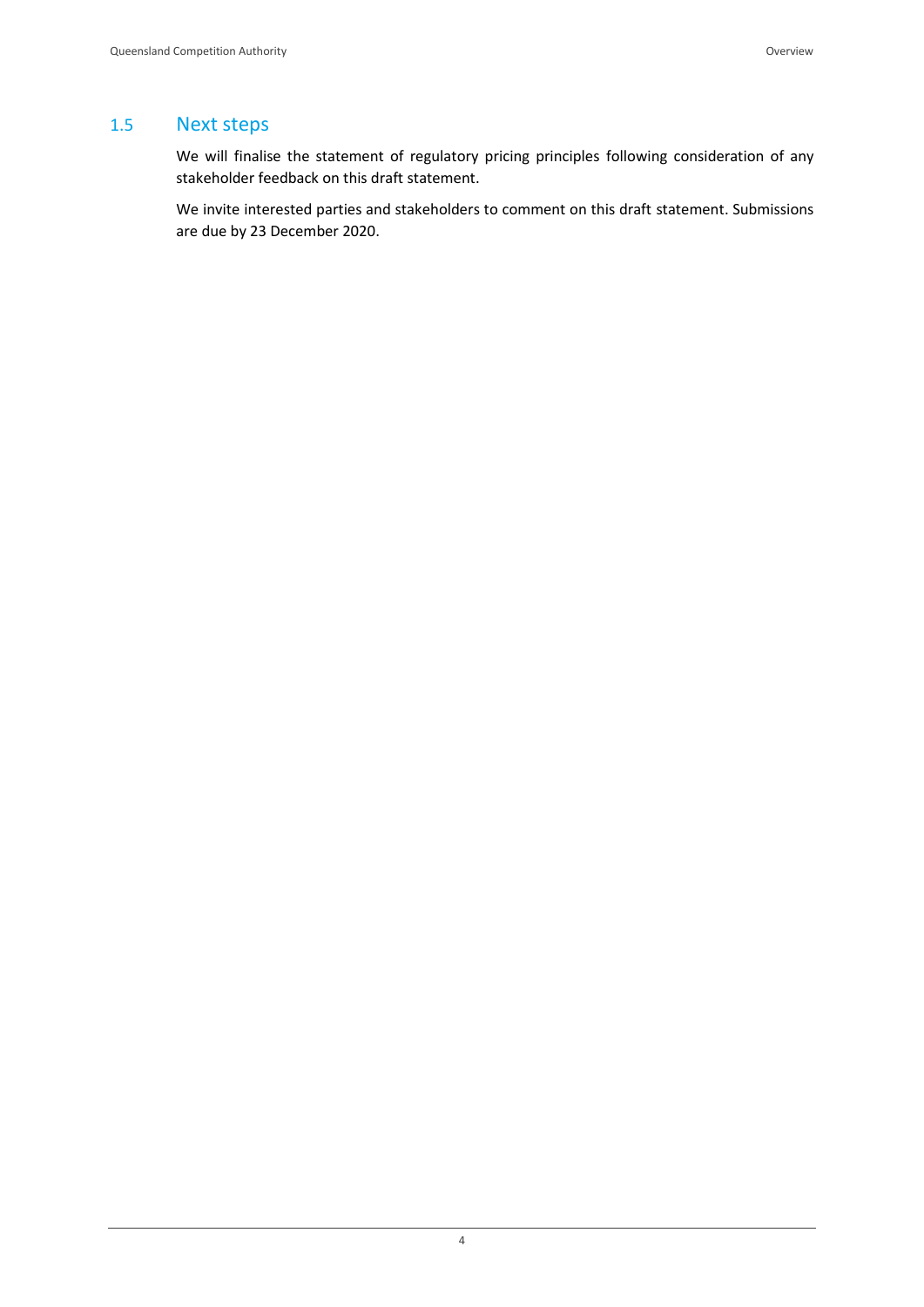## 1.5 Next steps

We will finalise the statement of regulatory pricing principles following consideration of any stakeholder feedback on this draft statement.

We invite interested parties and stakeholders to comment on this draft statement. Submissions are due by 23 December 2020.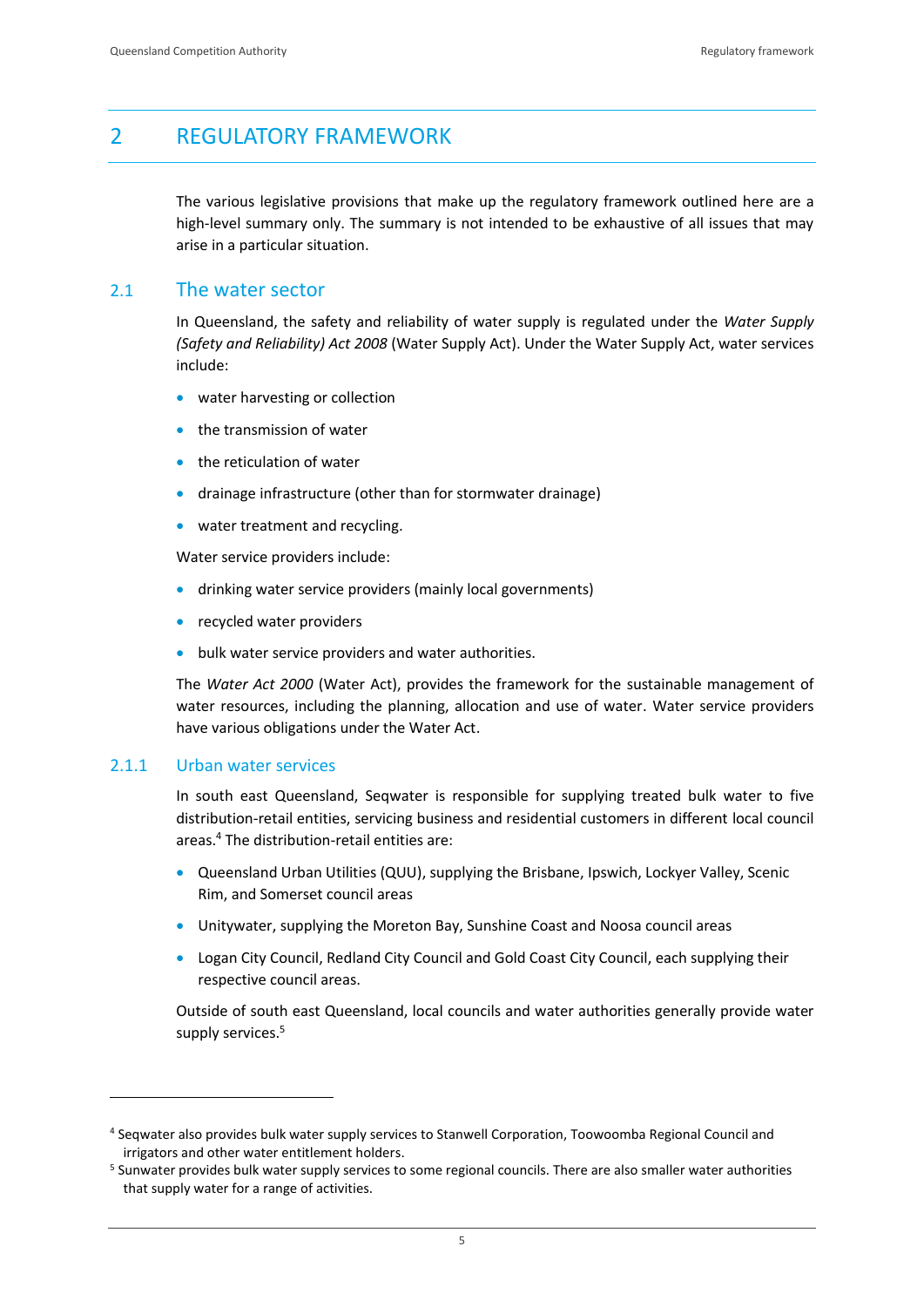# 2 REGULATORY FRAMEWORK

The various legislative provisions that make up the regulatory framework outlined here are a high-level summary only. The summary is not intended to be exhaustive of all issues that may arise in a particular situation.

## 2.1 The water sector

In Queensland, the safety and reliability of water supply is regulated under the *Water Supply (Safety and Reliability) Act 2008* (Water Supply Act). Under the Water Supply Act, water services include:

- water harvesting or collection
- the transmission of water
- the reticulation of water
- drainage infrastructure (other than for stormwater drainage)
- water treatment and recycling.

Water service providers include:

- drinking water service providers (mainly local governments)
- recycled water providers
- bulk water service providers and water authorities.

The *Water Act 2000* (Water Act), provides the framework for the sustainable management of water resources, including the planning, allocation and use of water. Water service providers have various obligations under the Water Act.

### 2.1.1 Urban water services

In south east Queensland, Seqwater is responsible for supplying treated bulk water to five distribution-retail entities, servicing business and residential customers in different local council areas.[4] The distribution-retail entities are:

- Queensland Urban Utilities (QUU), supplying the Brisbane, Ipswich, Lockyer Valley, Scenic Rim, and Somerset council areas
- Unitywater, supplying the Moreton Bay, Sunshine Coast and Noosa council areas
- Logan City Council, Redland City Council and Gold Coast City Council, each supplying their respective council areas.

Outside of south east Queensland, local councils and water authorities generally provide water supply services.[5]

---

[4] Seqwater also provides bulk water supply services to Stanwell Corporation, Toowoomba Regional Council and irrigators and other water entitlement holders.

[5] Sunwater provides bulk water supply services to some regional councils. There are also smaller water authorities that supply water for a range of activities.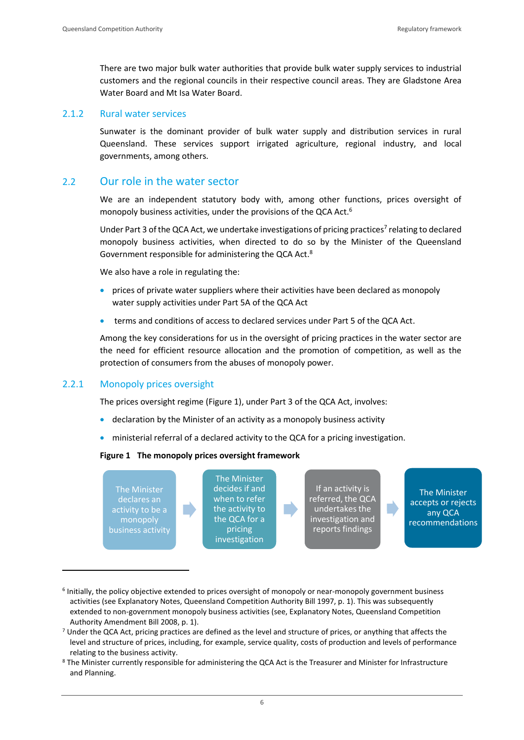There are two major bulk water authorities that provide bulk water supply services to industrial customers and the regional councils in their respective council areas. They are Gladstone Area Water Board and Mt Isa Water Board.

### 2.1.2 Rural water services

Sunwater is the dominant provider of bulk water supply and distribution services in rural Queensland. These services support irrigated agriculture, regional industry, and local governments, among others.

## 2.2 Our role in the water sector

We are an independent statutory body with, among other functions, prices oversight of monopoly business activities, under the provisions of the QCA Act.[6]

Under Part 3 of the QCA Act, we undertake investigations of pricing practices[7] relating to declared monopoly business activities, when directed to do so by the Minister of the Queensland Government responsible for administering the QCA Act.[8]

We also have a role in regulating the:

- prices of private water suppliers where their activities have been declared as monopoly water supply activities under Part 5A of the QCA Act
- terms and conditions of access to declared services under Part 5 of the QCA Act.

Among the key considerations for us in the oversight of pricing practices in the water sector are the need for efficient resource allocation and the promotion of competition, as well as the protection of consumers from the abuses of monopoly power.

### 2.2.1 Monopoly prices oversight

The prices oversight regime (Figure 1), under Part 3 of the QCA Act, involves:

- declaration by the Minister of an activity as a monopoly business activity
- ministerial referral of a declared activity to the QCA for a pricing investigation.

**Figure 1 The monopoly prices oversight framework**

The Minister declares an activity to be a monopoly business activity → The Minister decides if and when to refer the activity to the QCA for a pricing investigation → If an activity is referred, the QCA undertakes the investigation and reports findings → The Minister accepts or rejects any QCA recommendations

---

[6] Initially, the policy objective extended to prices oversight of monopoly or near-monopoly government business activities (see Explanatory Notes, Queensland Competition Authority Bill 1997, p. 1). This was subsequently extended to non-government monopoly business activities (see, Explanatory Notes, Queensland Competition Authority Amendment Bill 2008, p. 1).

[7] Under the QCA Act, pricing practices are defined as the level and structure of prices, or anything that affects the level and structure of prices, including, for example, service quality, costs of production and levels of performance relating to the business activity.

[8] The Minister currently responsible for administering the QCA Act is the Treasurer and Minister for Infrastructure and Planning.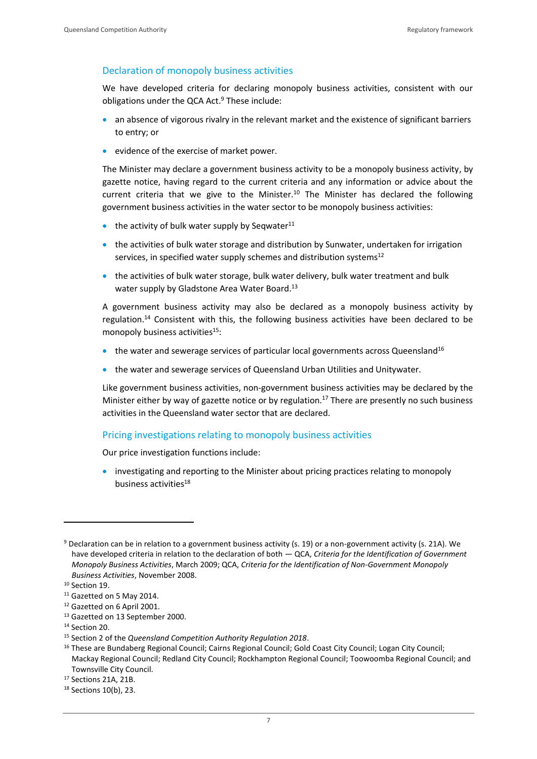## Declaration of monopoly business activities

We have developed criteria for declaring monopoly business activities, consistent with our obligations under the QCA Act.[9] These include:

- an absence of vigorous rivalry in the relevant market and the existence of significant barriers to entry; or
- evidence of the exercise of market power.

The Minister may declare a government business activity to be a monopoly business activity, by gazette notice, having regard to the current criteria and any information or advice about the current criteria that we give to the Minister.[10] The Minister has declared the following government business activities in the water sector to be monopoly business activities:

- the activity of bulk water supply by Seqwater[11]
- the activities of bulk water storage and distribution by Sunwater, undertaken for irrigation services, in specified water supply schemes and distribution systems[12]
- the activities of bulk water storage, bulk water delivery, bulk water treatment and bulk water supply by Gladstone Area Water Board.[13]

A government business activity may also be declared as a monopoly business activity by regulation.[14] Consistent with this, the following business activities have been declared to be monopoly business activities[15]:

- the water and sewerage services of particular local governments across Queensland[16]
- the water and sewerage services of Queensland Urban Utilities and Unitywater.

Like government business activities, non-government business activities may be declared by the Minister either by way of gazette notice or by regulation.[17] There are presently no such business activities in the Queensland water sector that are declared.

## Pricing investigations relating to monopoly business activities

Our price investigation functions include:

- investigating and reporting to the Minister about pricing practices relating to monopoly business activities[18]

---

[9] Declaration can be in relation to a government business activity (s. 19) or a non-government activity (s. 21A). We have developed criteria in relation to the declaration of both — QCA, *Criteria for the Identification of Government Monopoly Business Activities*, March 2009; QCA, *Criteria for the Identification of Non-Government Monopoly Business Activities*, November 2008.

[10] Section 19.

[11] Gazetted on 5 May 2014.

[12] Gazetted on 6 April 2001.

[13] Gazetted on 13 September 2000.

[14] Section 20.

[15] Section 2 of the *Queensland Competition Authority Regulation 2018*.

[16] These are Bundaberg Regional Council; Cairns Regional Council; Gold Coast City Council; Logan City Council; Mackay Regional Council; Redland City Council; Rockhampton Regional Council; Toowoomba Regional Council; and Townsville City Council.

[17] Sections 21A, 21B.

[18] Sections 10(b), 23.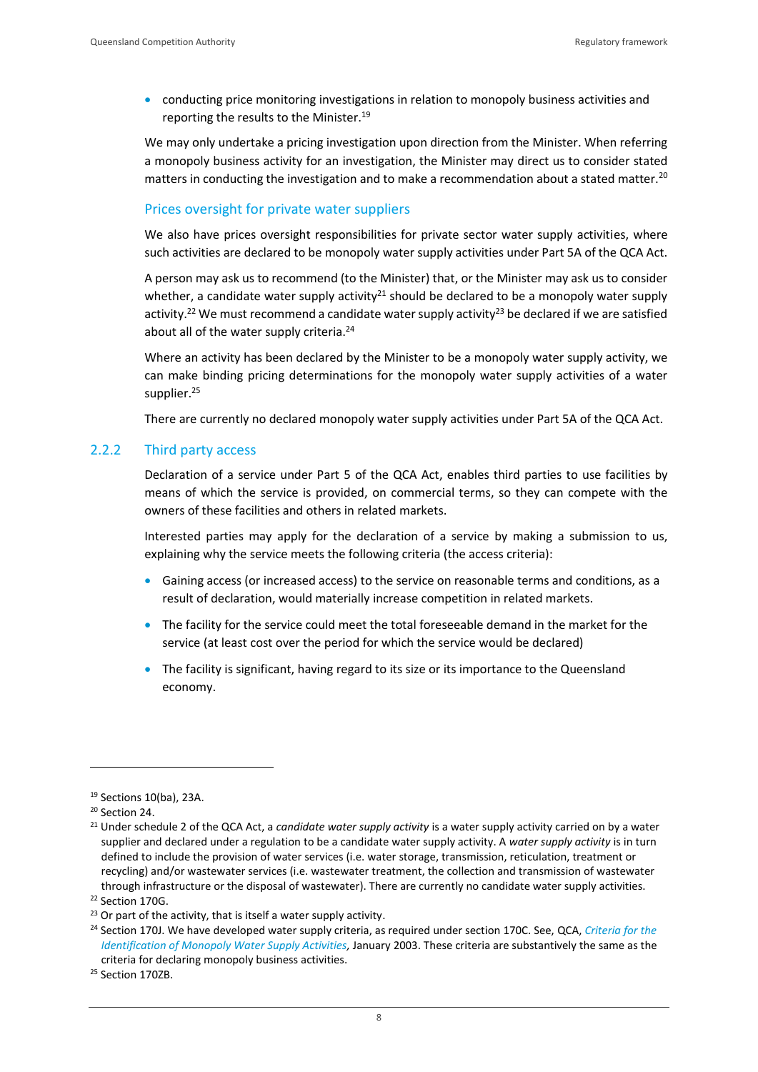- conducting price monitoring investigations in relation to monopoly business activities and reporting the results to the Minister.[19]

We may only undertake a pricing investigation upon direction from the Minister. When referring a monopoly business activity for an investigation, the Minister may direct us to consider stated matters in conducting the investigation and to make a recommendation about a stated matter.[20]

### Prices oversight for private water suppliers

We also have prices oversight responsibilities for private sector water supply activities, where such activities are declared to be monopoly water supply activities under Part 5A of the QCA Act.

A person may ask us to recommend (to the Minister) that, or the Minister may ask us to consider whether, a candidate water supply activity[21] should be declared to be a monopoly water supply activity.[22] We must recommend a candidate water supply activity[23] be declared if we are satisfied about all of the water supply criteria.[24]

Where an activity has been declared by the Minister to be a monopoly water supply activity, we can make binding pricing determinations for the monopoly water supply activities of a water supplier.[25]

There are currently no declared monopoly water supply activities under Part 5A of the QCA Act.

## 2.2.2 Third party access

Declaration of a service under Part 5 of the QCA Act, enables third parties to use facilities by means of which the service is provided, on commercial terms, so they can compete with the owners of these facilities and others in related markets.

Interested parties may apply for the declaration of a service by making a submission to us, explaining why the service meets the following criteria (the access criteria):

- Gaining access (or increased access) to the service on reasonable terms and conditions, as a result of declaration, would materially increase competition in related markets.
- The facility for the service could meet the total foreseeable demand in the market for the service (at least cost over the period for which the service would be declared)
- The facility is significant, having regard to its size or its importance to the Queensland economy.

---

[19] Sections 10(ba), 23A.

[20] Section 24.

[21] Under schedule 2 of the QCA Act, a *candidate water supply activity* is a water supply activity carried on by a water supplier and declared under a regulation to be a candidate water supply activity. A *water supply activity* is in turn defined to include the provision of water services (i.e. water storage, transmission, reticulation, treatment or recycling) and/or wastewater services (i.e. wastewater treatment, the collection and transmission of wastewater through infrastructure or the disposal of wastewater). There are currently no candidate water supply activities.

[22] Section 170G.

[23] Or part of the activity, that is itself a water supply activity.

[24] Section 170J. We have developed water supply criteria, as required under section 170C. See, QCA, *Criteria for the Identification of Monopoly Water Supply Activities*, January 2003. These criteria are substantively the same as the criteria for declaring monopoly business activities.

[25] Section 170ZB.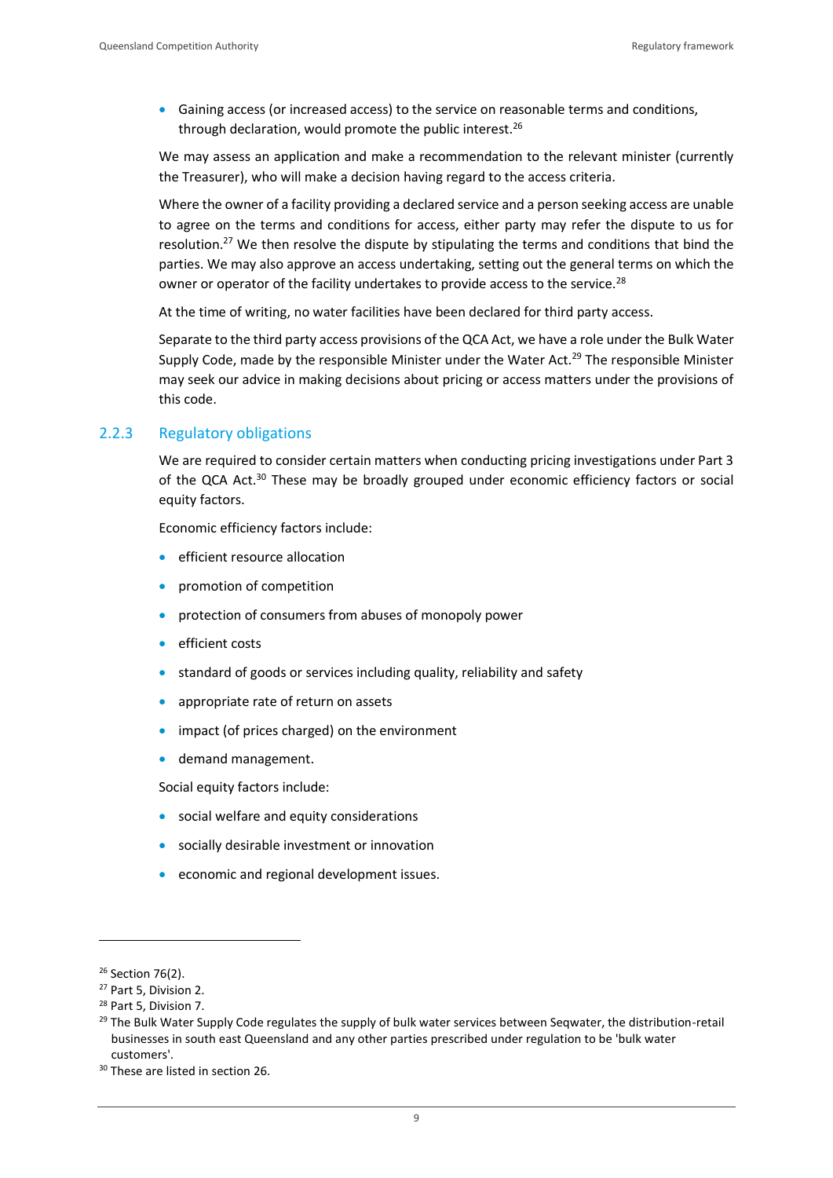- Gaining access (or increased access) to the service on reasonable terms and conditions, through declaration, would promote the public interest.[26]

We may assess an application and make a recommendation to the relevant minister (currently the Treasurer), who will make a decision having regard to the access criteria.

Where the owner of a facility providing a declared service and a person seeking access are unable to agree on the terms and conditions for access, either party may refer the dispute to us for resolution.[27] We then resolve the dispute by stipulating the terms and conditions that bind the parties. We may also approve an access undertaking, setting out the general terms on which the owner or operator of the facility undertakes to provide access to the service.[28]

At the time of writing, no water facilities have been declared for third party access.

Separate to the third party access provisions of the QCA Act, we have a role under the Bulk Water Supply Code, made by the responsible Minister under the Water Act.[29] The responsible Minister may seek our advice in making decisions about pricing or access matters under the provisions of this code.

### 2.2.3 Regulatory obligations

We are required to consider certain matters when conducting pricing investigations under Part 3 of the QCA Act.[30] These may be broadly grouped under economic efficiency factors or social equity factors.

Economic efficiency factors include:

- efficient resource allocation
- promotion of competition
- protection of consumers from abuses of monopoly power
- efficient costs
- standard of goods or services including quality, reliability and safety
- appropriate rate of return on assets
- impact (of prices charged) on the environment
- demand management.

Social equity factors include:

- social welfare and equity considerations
- socially desirable investment or innovation
- economic and regional development issues.

---

[26] Section 76(2).

[27] Part 5, Division 2.

[28] Part 5, Division 7.

[29] The Bulk Water Supply Code regulates the supply of bulk water services between Seqwater, the distribution-retail businesses in south east Queensland and any other parties prescribed under regulation to be 'bulk water customers'.

[30] These are listed in section 26.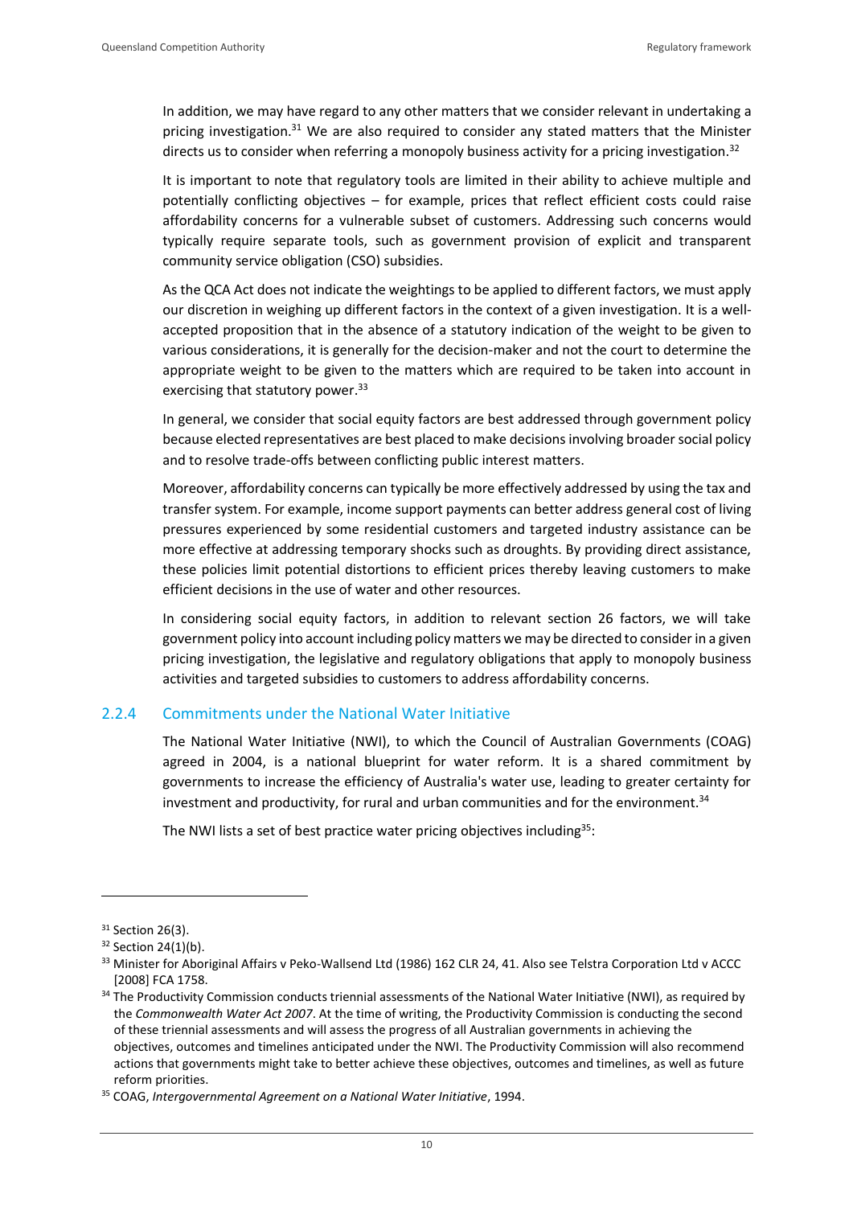In addition, we may have regard to any other matters that we consider relevant in undertaking a pricing investigation.[31] We are also required to consider any stated matters that the Minister directs us to consider when referring a monopoly business activity for a pricing investigation.[32]

It is important to note that regulatory tools are limited in their ability to achieve multiple and potentially conflicting objectives – for example, prices that reflect efficient costs could raise affordability concerns for a vulnerable subset of customers. Addressing such concerns would typically require separate tools, such as government provision of explicit and transparent community service obligation (CSO) subsidies.

As the QCA Act does not indicate the weightings to be applied to different factors, we must apply our discretion in weighing up different factors in the context of a given investigation. It is a well-accepted proposition that in the absence of a statutory indication of the weight to be given to various considerations, it is generally for the decision-maker and not the court to determine the appropriate weight to be given to the matters which are required to be taken into account in exercising that statutory power.[33]

In general, we consider that social equity factors are best addressed through government policy because elected representatives are best placed to make decisions involving broader social policy and to resolve trade-offs between conflicting public interest matters.

Moreover, affordability concerns can typically be more effectively addressed by using the tax and transfer system. For example, income support payments can better address general cost of living pressures experienced by some residential customers and targeted industry assistance can be more effective at addressing temporary shocks such as droughts. By providing direct assistance, these policies limit potential distortions to efficient prices thereby leaving customers to make efficient decisions in the use of water and other resources.

In considering social equity factors, in addition to relevant section 26 factors, we will take government policy into account including policy matters we may be directed to consider in a given pricing investigation, the legislative and regulatory obligations that apply to monopoly business activities and targeted subsidies to customers to address affordability concerns.

### 2.2.4 Commitments under the National Water Initiative

The National Water Initiative (NWI), to which the Council of Australian Governments (COAG) agreed in 2004, is a national blueprint for water reform. It is a shared commitment by governments to increase the efficiency of Australia's water use, leading to greater certainty for investment and productivity, for rural and urban communities and for the environment.[34]

The NWI lists a set of best practice water pricing objectives including[35]:

---

[31] Section 26(3).

[32] Section 24(1)(b).

[33] Minister for Aboriginal Affairs v Peko-Wallsend Ltd (1986) 162 CLR 24, 41. Also see Telstra Corporation Ltd v ACCC [2008] FCA 1758.

[34] The Productivity Commission conducts triennial assessments of the National Water Initiative (NWI), as required by the *Commonwealth Water Act 2007*. At the time of writing, the Productivity Commission is conducting the second of these triennial assessments and will assess the progress of all Australian governments in achieving the objectives, outcomes and timelines anticipated under the NWI. The Productivity Commission will also recommend actions that governments might take to better achieve these objectives, outcomes and timelines, as well as future reform priorities.

[35] COAG, *Intergovernmental Agreement on a National Water Initiative*, 1994.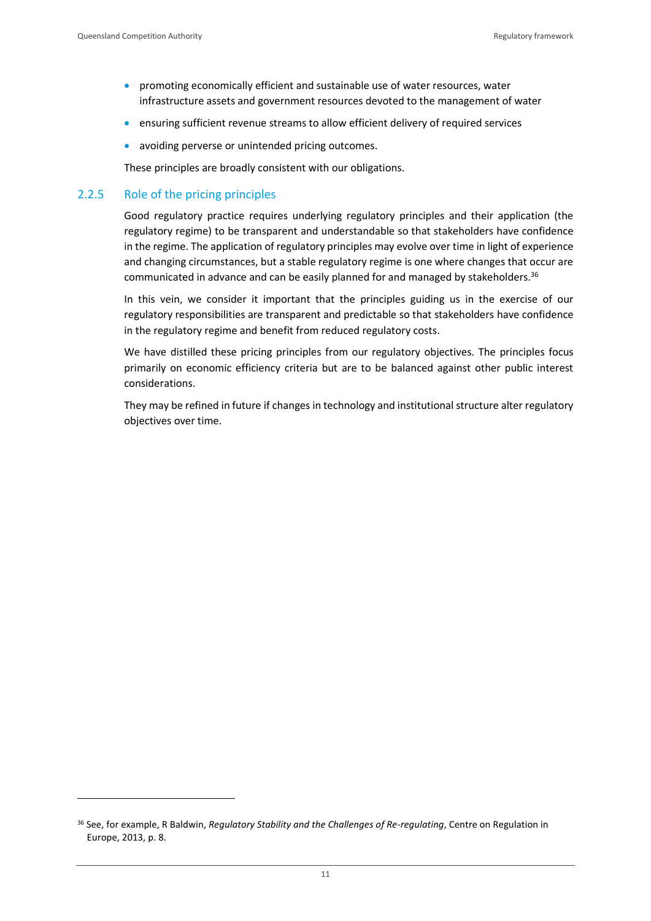- promoting economically efficient and sustainable use of water resources, water infrastructure assets and government resources devoted to the management of water
- ensuring sufficient revenue streams to allow efficient delivery of required services
- avoiding perverse or unintended pricing outcomes.

These principles are broadly consistent with our obligations.

### 2.2.5 Role of the pricing principles

Good regulatory practice requires underlying regulatory principles and their application (the regulatory regime) to be transparent and understandable so that stakeholders have confidence in the regime. The application of regulatory principles may evolve over time in light of experience and changing circumstances, but a stable regulatory regime is one where changes that occur are communicated in advance and can be easily planned for and managed by stakeholders.[36]

In this vein, we consider it important that the principles guiding us in the exercise of our regulatory responsibilities are transparent and predictable so that stakeholders have confidence in the regulatory regime and benefit from reduced regulatory costs.

We have distilled these pricing principles from our regulatory objectives. The principles focus primarily on economic efficiency criteria but are to be balanced against other public interest considerations.

They may be refined in future if changes in technology and institutional structure alter regulatory objectives over time.

---

[36] See, for example, R Baldwin, *Regulatory Stability and the Challenges of Re-regulating*, Centre on Regulation in Europe, 2013, p. 8.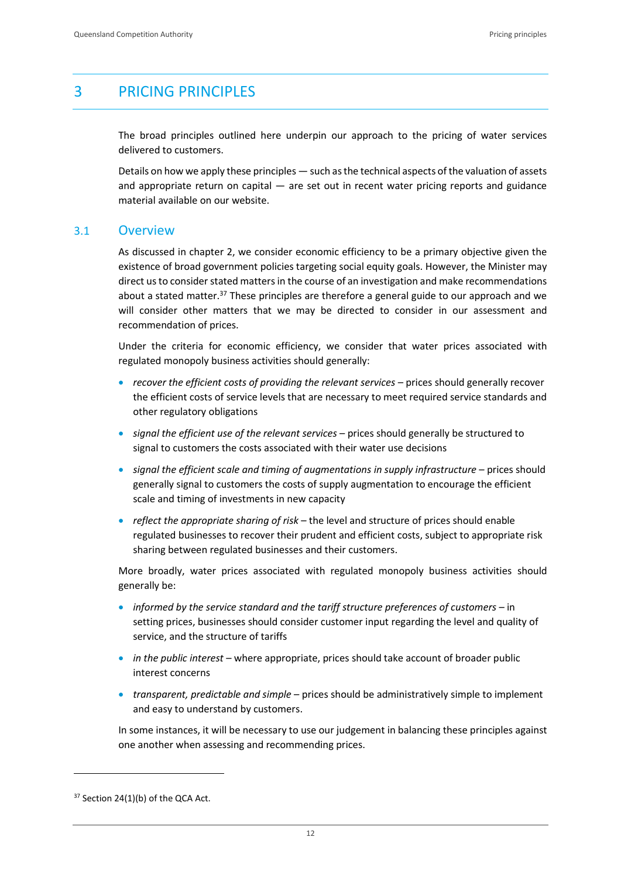# 3 PRICING PRINCIPLES

The broad principles outlined here underpin our approach to the pricing of water services delivered to customers.

Details on how we apply these principles — such as the technical aspects of the valuation of assets and appropriate return on capital — are set out in recent water pricing reports and guidance material available on our website.

## 3.1 Overview

As discussed in chapter 2, we consider economic efficiency to be a primary objective given the existence of broad government policies targeting social equity goals. However, the Minister may direct us to consider stated matters in the course of an investigation and make recommendations about a stated matter.[37] These principles are therefore a general guide to our approach and we will consider other matters that we may be directed to consider in our assessment and recommendation of prices.

Under the criteria for economic efficiency, we consider that water prices associated with regulated monopoly business activities should generally:

- *recover the efficient costs of providing the relevant services* – prices should generally recover the efficient costs of service levels that are necessary to meet required service standards and other regulatory obligations
- *signal the efficient use of the relevant services* – prices should generally be structured to signal to customers the costs associated with their water use decisions
- *signal the efficient scale and timing of augmentations in supply infrastructure* – prices should generally signal to customers the costs of supply augmentation to encourage the efficient scale and timing of investments in new capacity
- *reflect the appropriate sharing of risk* – the level and structure of prices should enable regulated businesses to recover their prudent and efficient costs, subject to appropriate risk sharing between regulated businesses and their customers.

More broadly, water prices associated with regulated monopoly business activities should generally be:

- *informed by the service standard and the tariff structure preferences of customers* – in setting prices, businesses should consider customer input regarding the level and quality of service, and the structure of tariffs
- *in the public interest* – where appropriate, prices should take account of broader public interest concerns
- *transparent, predictable and simple* – prices should be administratively simple to implement and easy to understand by customers.

In some instances, it will be necessary to use our judgement in balancing these principles against one another when assessing and recommending prices.

[37] Section 24(1)(b) of the QCA Act.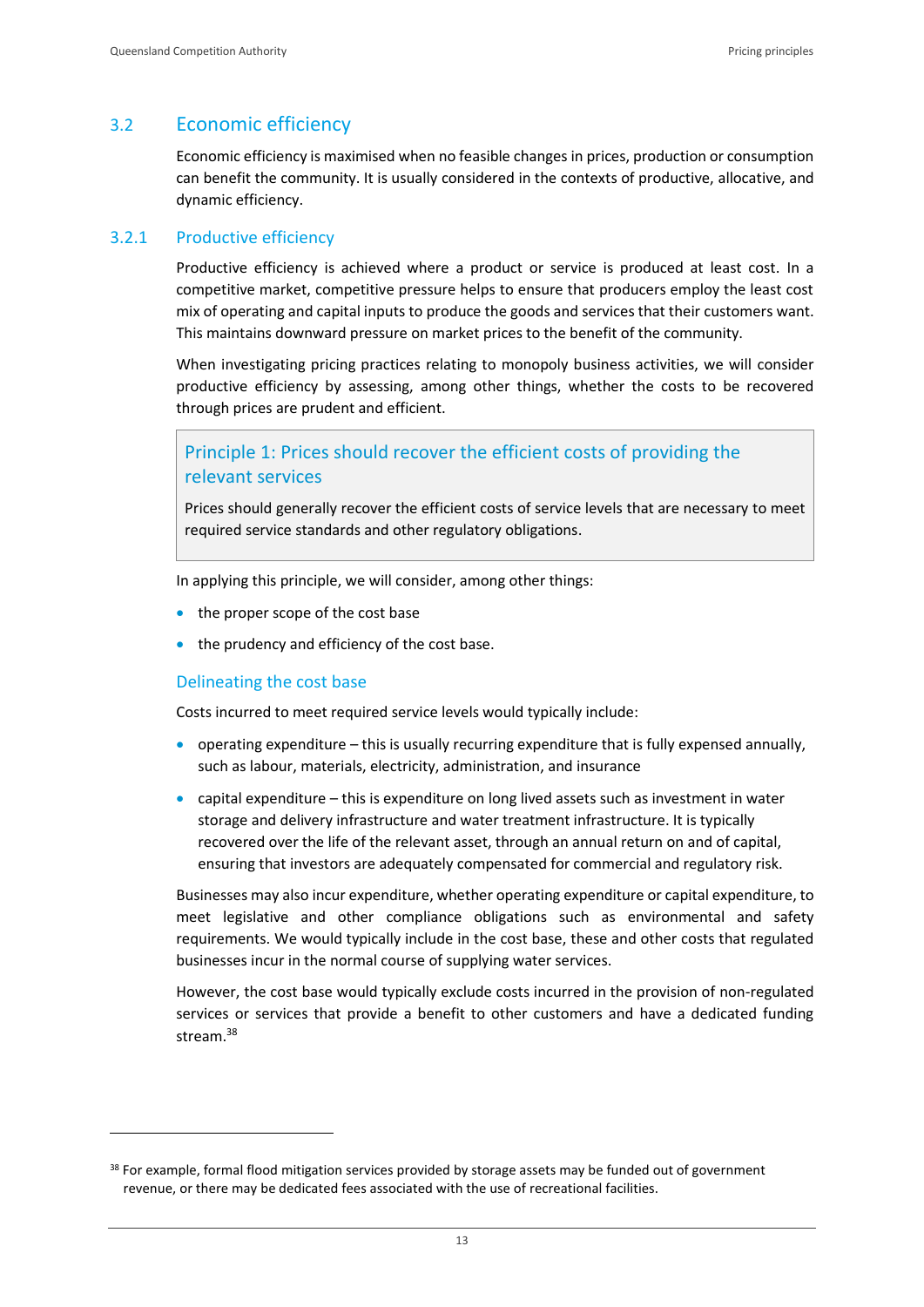## 3.2 Economic efficiency

Economic efficiency is maximised when no feasible changes in prices, production or consumption can benefit the community. It is usually considered in the contexts of productive, allocative, and dynamic efficiency.

### 3.2.1 Productive efficiency

Productive efficiency is achieved where a product or service is produced at least cost. In a competitive market, competitive pressure helps to ensure that producers employ the least cost mix of operating and capital inputs to produce the goods and services that their customers want. This maintains downward pressure on market prices to the benefit of the community.

When investigating pricing practices relating to monopoly business activities, we will consider productive efficiency by assessing, among other things, whether the costs to be recovered through prices are prudent and efficient.

> **Principle 1: Prices should recover the efficient costs of providing the relevant services**
>
> Prices should generally recover the efficient costs of service levels that are necessary to meet required service standards and other regulatory obligations.

In applying this principle, we will consider, among other things:

- the proper scope of the cost base
- the prudency and efficiency of the cost base.

#### Delineating the cost base

Costs incurred to meet required service levels would typically include:

- operating expenditure – this is usually recurring expenditure that is fully expensed annually, such as labour, materials, electricity, administration, and insurance
- capital expenditure – this is expenditure on long lived assets such as investment in water storage and delivery infrastructure and water treatment infrastructure. It is typically recovered over the life of the relevant asset, through an annual return on and of capital, ensuring that investors are adequately compensated for commercial and regulatory risk.

Businesses may also incur expenditure, whether operating expenditure or capital expenditure, to meet legislative and other compliance obligations such as environmental and safety requirements. We would typically include in the cost base, these and other costs that regulated businesses incur in the normal course of supplying water services.

However, the cost base would typically exclude costs incurred in the provision of non-regulated services or services that provide a benefit to other customers and have a dedicated funding stream.[38]

[38] For example, formal flood mitigation services provided by storage assets may be funded out of government revenue, or there may be dedicated fees associated with the use of recreational facilities.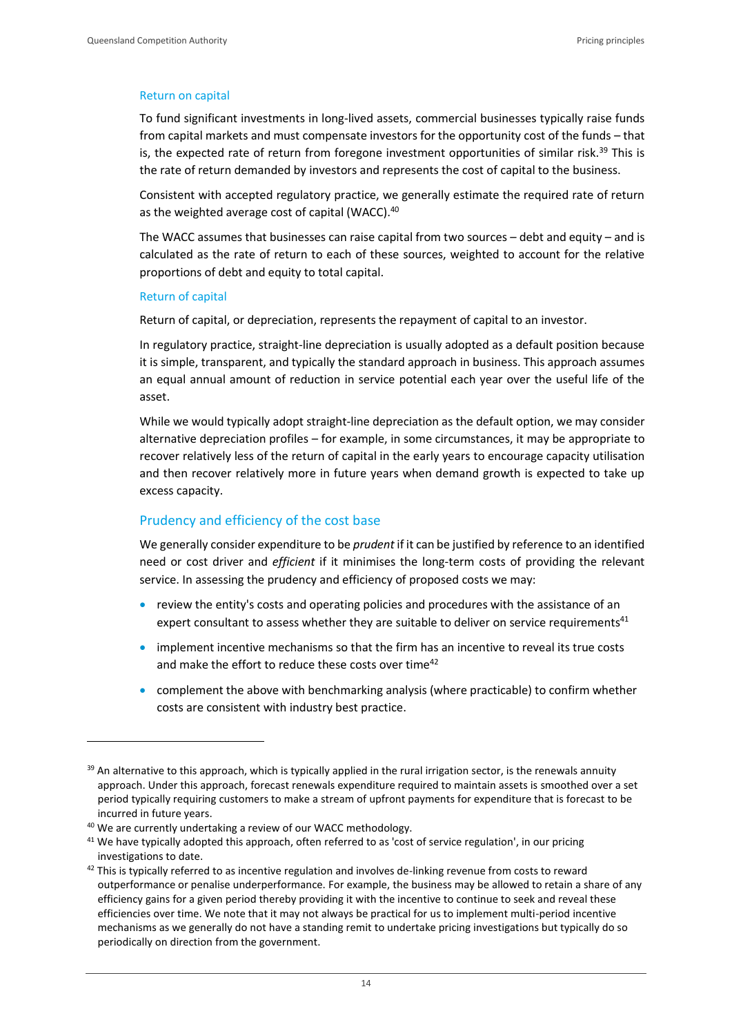### Return on capital

To fund significant investments in long-lived assets, commercial businesses typically raise funds from capital markets and must compensate investors for the opportunity cost of the funds – that is, the expected rate of return from foregone investment opportunities of similar risk.[39] This is the rate of return demanded by investors and represents the cost of capital to the business.

Consistent with accepted regulatory practice, we generally estimate the required rate of return as the weighted average cost of capital (WACC).[40]

The WACC assumes that businesses can raise capital from two sources – debt and equity – and is calculated as the rate of return to each of these sources, weighted to account for the relative proportions of debt and equity to total capital.

### Return of capital

Return of capital, or depreciation, represents the repayment of capital to an investor.

In regulatory practice, straight-line depreciation is usually adopted as a default position because it is simple, transparent, and typically the standard approach in business. This approach assumes an equal annual amount of reduction in service potential each year over the useful life of the asset.

While we would typically adopt straight-line depreciation as the default option, we may consider alternative depreciation profiles – for example, in some circumstances, it may be appropriate to recover relatively less of the return of capital in the early years to encourage capacity utilisation and then recover relatively more in future years when demand growth is expected to take up excess capacity.

## Prudency and efficiency of the cost base

We generally consider expenditure to be *prudent* if it can be justified by reference to an identified need or cost driver and *efficient* if it minimises the long-term costs of providing the relevant service. In assessing the prudency and efficiency of proposed costs we may:

- review the entity's costs and operating policies and procedures with the assistance of an expert consultant to assess whether they are suitable to deliver on service requirements[41]
- implement incentive mechanisms so that the firm has an incentive to reveal its true costs and make the effort to reduce these costs over time[42]
- complement the above with benchmarking analysis (where practicable) to confirm whether costs are consistent with industry best practice.

---

[39] An alternative to this approach, which is typically applied in the rural irrigation sector, is the renewals annuity approach. Under this approach, forecast renewals expenditure required to maintain assets is smoothed over a set period typically requiring customers to make a stream of upfront payments for expenditure that is forecast to be incurred in future years.

[40] We are currently undertaking a review of our WACC methodology.

[41] We have typically adopted this approach, often referred to as 'cost of service regulation', in our pricing investigations to date.

[42] This is typically referred to as incentive regulation and involves de-linking revenue from costs to reward outperformance or penalise underperformance. For example, the business may be allowed to retain a share of any efficiency gains for a given period thereby providing it with the incentive to continue to seek and reveal these efficiencies over time. We note that it may not always be practical for us to implement multi-period incentive mechanisms as we generally do not have a standing remit to undertake pricing investigations but typically do so periodically on direction from the government.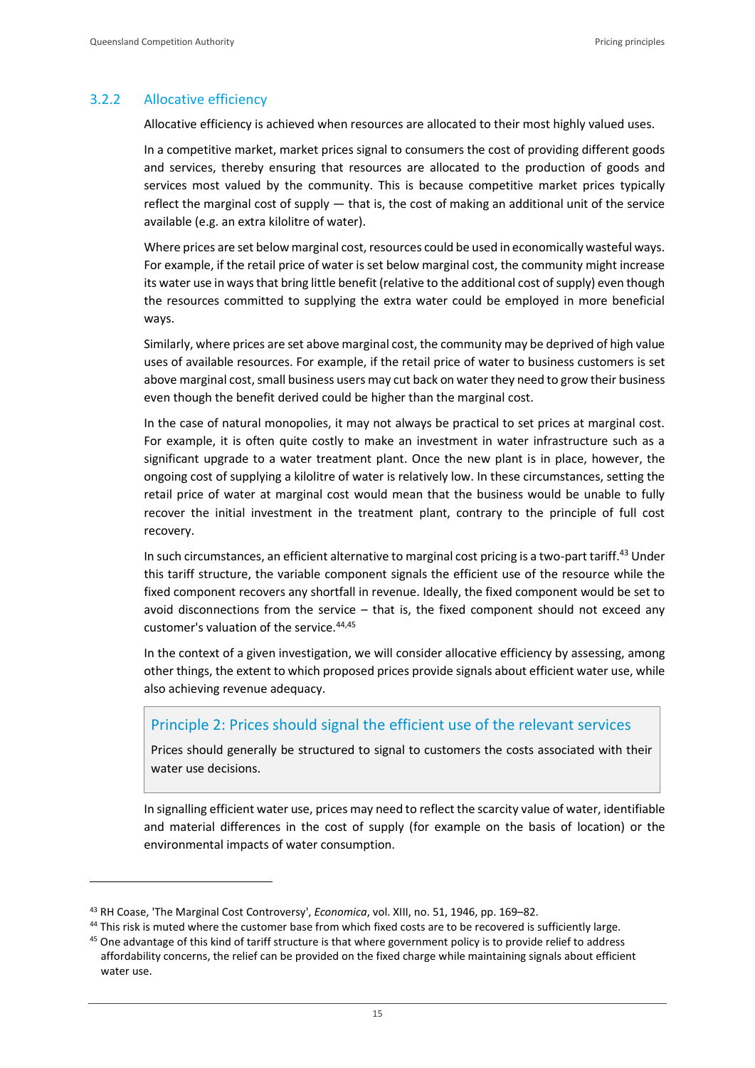### 3.2.2 Allocative efficiency

Allocative efficiency is achieved when resources are allocated to their most highly valued uses.

In a competitive market, market prices signal to consumers the cost of providing different goods and services, thereby ensuring that resources are allocated to the production of goods and services most valued by the community. This is because competitive market prices typically reflect the marginal cost of supply — that is, the cost of making an additional unit of the service available (e.g. an extra kilolitre of water).

Where prices are set below marginal cost, resources could be used in economically wasteful ways. For example, if the retail price of water is set below marginal cost, the community might increase its water use in ways that bring little benefit (relative to the additional cost of supply) even though the resources committed to supplying the extra water could be employed in more beneficial ways.

Similarly, where prices are set above marginal cost, the community may be deprived of high value uses of available resources. For example, if the retail price of water to business customers is set above marginal cost, small business users may cut back on water they need to grow their business even though the benefit derived could be higher than the marginal cost.

In the case of natural monopolies, it may not always be practical to set prices at marginal cost. For example, it is often quite costly to make an investment in water infrastructure such as a significant upgrade to a water treatment plant. Once the new plant is in place, however, the ongoing cost of supplying a kilolitre of water is relatively low. In these circumstances, setting the retail price of water at marginal cost would mean that the business would be unable to fully recover the initial investment in the treatment plant, contrary to the principle of full cost recovery.

In such circumstances, an efficient alternative to marginal cost pricing is a two-part tariff.[43] Under this tariff structure, the variable component signals the efficient use of the resource while the fixed component recovers any shortfall in revenue. Ideally, the fixed component would be set to avoid disconnections from the service – that is, the fixed component should not exceed any customer's valuation of the service.[44,45]

In the context of a given investigation, we will consider allocative efficiency by assessing, among other things, the extent to which proposed prices provide signals about efficient water use, while also achieving revenue adequacy.

> **Principle 2: Prices should signal the efficient use of the relevant services**
>
> Prices should generally be structured to signal to customers the costs associated with their water use decisions.

In signalling efficient water use, prices may need to reflect the scarcity value of water, identifiable and material differences in the cost of supply (for example on the basis of location) or the environmental impacts of water consumption.

---

[43] RH Coase, 'The Marginal Cost Controversy', *Economica*, vol. XIII, no. 51, 1946, pp. 169–82.

[44] This risk is muted where the customer base from which fixed costs are to be recovered is sufficiently large.

[45] One advantage of this kind of tariff structure is that where government policy is to provide relief to address affordability concerns, the relief can be provided on the fixed charge while maintaining signals about efficient water use.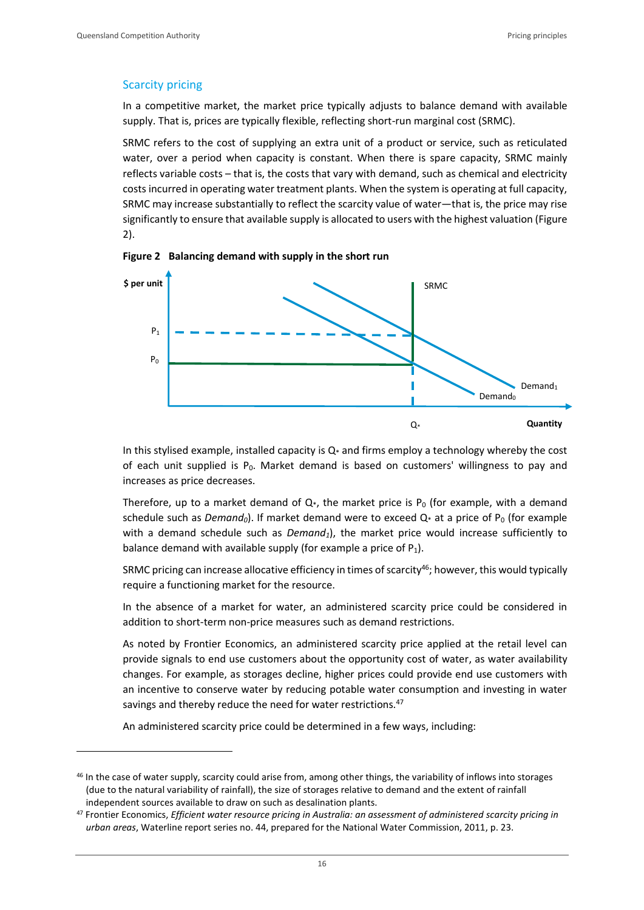## Scarcity pricing

In a competitive market, the market price typically adjusts to balance demand with available supply. That is, prices are typically flexible, reflecting short-run marginal cost (SRMC).

SRMC refers to the cost of supplying an extra unit of a product or service, such as reticulated water, over a period when capacity is constant. When there is spare capacity, SRMC mainly reflects variable costs – that is, the costs that vary with demand, such as chemical and electricity costs incurred in operating water treatment plants. When the system is operating at full capacity, SRMC may increase substantially to reflect the scarcity value of water—that is, the price may rise significantly to ensure that available supply is allocated to users with the highest valuation (Figure 2).

**Figure 2 Balancing demand with supply in the short run**

In this stylised example, installed capacity is $Q_*$ and firms employ a technology whereby the cost of each unit supplied is $P_0$. Market demand is based on customers' willingness to pay and increases as price decreases.

Therefore, up to a market demand of $Q_*$, the market price is $P_0$ (for example, with a demand schedule such as *Demand*$_0$). If market demand were to exceed $Q_*$ at a price of $P_0$ (for example with a demand schedule such as *Demand*$_1$), the market price would increase sufficiently to balance demand with available supply (for example a price of $P_1$).

SRMC pricing can increase allocative efficiency in times of scarcity[46]; however, this would typically require a functioning market for the resource.

In the absence of a market for water, an administered scarcity price could be considered in addition to short-term non-price measures such as demand restrictions.

As noted by Frontier Economics, an administered scarcity price applied at the retail level can provide signals to end use customers about the opportunity cost of water, as water availability changes. For example, as storages decline, higher prices could provide end use customers with an incentive to conserve water by reducing potable water consumption and investing in water savings and thereby reduce the need for water restrictions.[47]

An administered scarcity price could be determined in a few ways, including:

---

[46] In the case of water supply, scarcity could arise from, among other things, the variability of inflows into storages (due to the natural variability of rainfall), the size of storages relative to demand and the extent of rainfall independent sources available to draw on such as desalination plants.

[47] Frontier Economics, *Efficient water resource pricing in Australia: an assessment of administered scarcity pricing in urban areas*, Waterline report series no. 44, prepared for the National Water Commission, 2011, p. 23.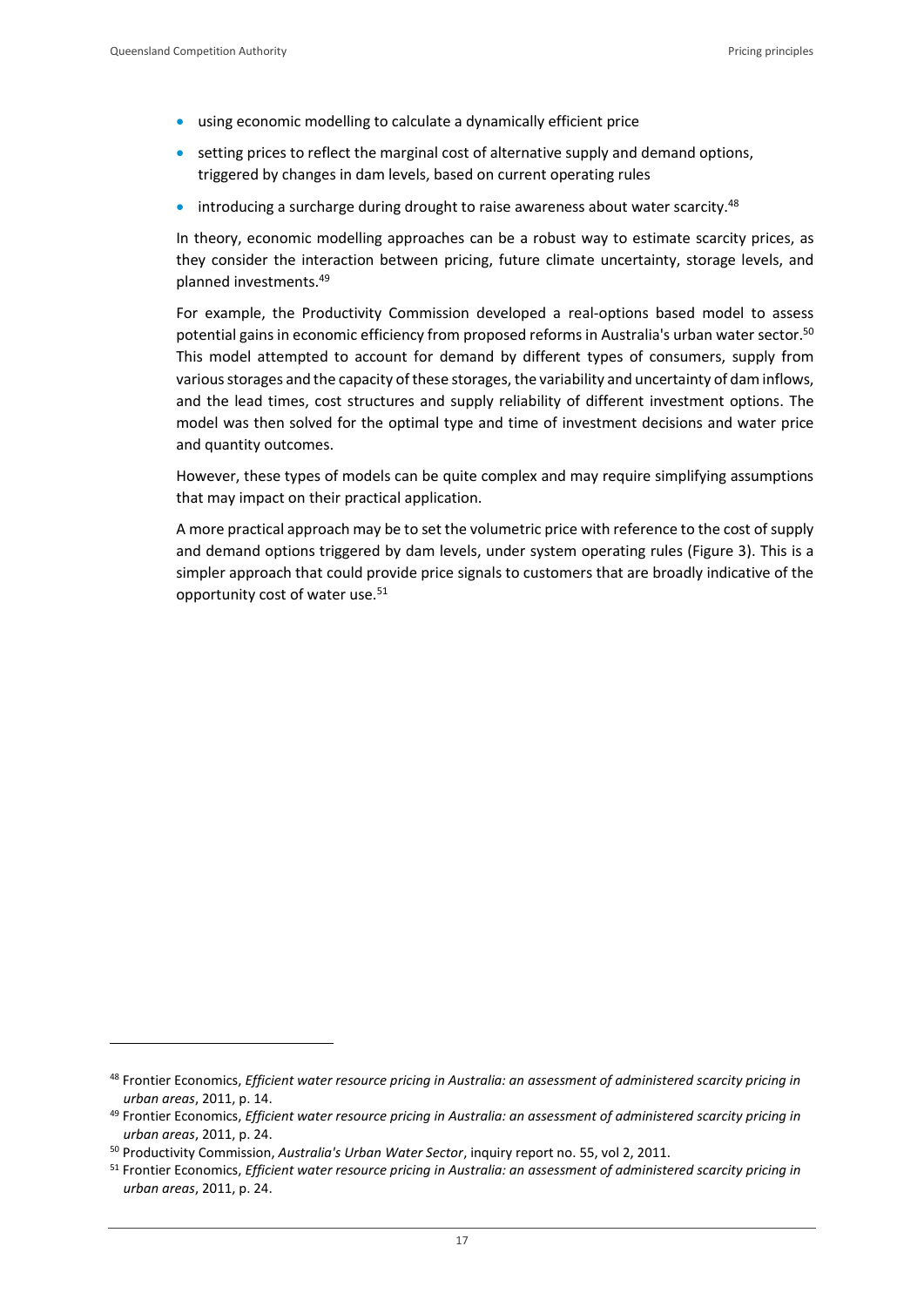- using economic modelling to calculate a dynamically efficient price
- setting prices to reflect the marginal cost of alternative supply and demand options, triggered by changes in dam levels, based on current operating rules
- introducing a surcharge during drought to raise awareness about water scarcity.[48]

In theory, economic modelling approaches can be a robust way to estimate scarcity prices, as they consider the interaction between pricing, future climate uncertainty, storage levels, and planned investments.[49]

For example, the Productivity Commission developed a real-options based model to assess potential gains in economic efficiency from proposed reforms in Australia's urban water sector.[50] This model attempted to account for demand by different types of consumers, supply from various storages and the capacity of these storages, the variability and uncertainty of dam inflows, and the lead times, cost structures and supply reliability of different investment options. The model was then solved for the optimal type and time of investment decisions and water price and quantity outcomes.

However, these types of models can be quite complex and may require simplifying assumptions that may impact on their practical application.

A more practical approach may be to set the volumetric price with reference to the cost of supply and demand options triggered by dam levels, under system operating rules (Figure 3). This is a simpler approach that could provide price signals to customers that are broadly indicative of the opportunity cost of water use.[51]

---

[48] Frontier Economics, *Efficient water resource pricing in Australia: an assessment of administered scarcity pricing in urban areas*, 2011, p. 14.

[49] Frontier Economics, *Efficient water resource pricing in Australia: an assessment of administered scarcity pricing in urban areas*, 2011, p. 24.

[50] Productivity Commission, *Australia's Urban Water Sector*, inquiry report no. 55, vol 2, 2011.

[51] Frontier Economics, *Efficient water resource pricing in Australia: an assessment of administered scarcity pricing in urban areas*, 2011, p. 24.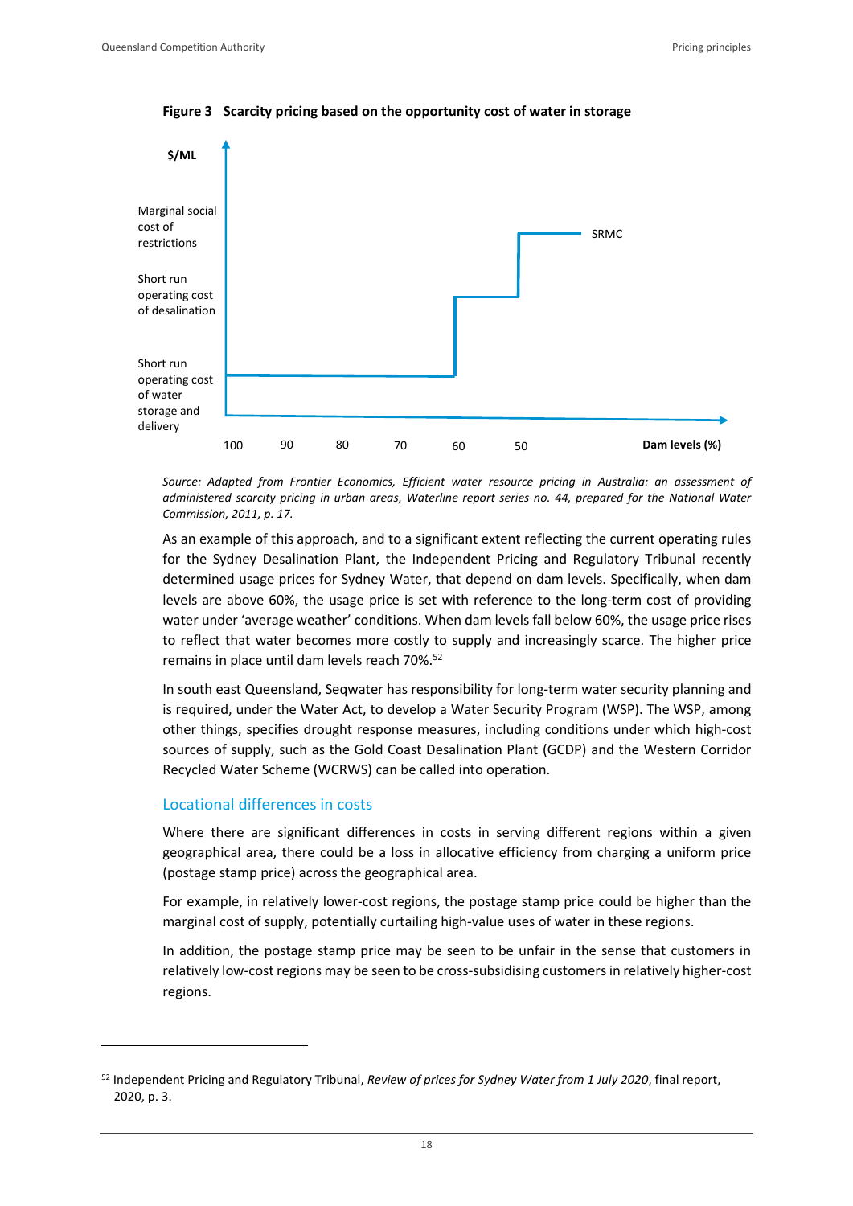**Figure 3 Scarcity pricing based on the opportunity cost of water in storage**

$/ML

Marginal social cost of restrictions

Short run operating cost of desalination

Short run operating cost of water storage and delivery

SRMC

100 90 80 70 60 50 Dam levels (%)

*Source: Adapted from Frontier Economics, Efficient water resource pricing in Australia: an assessment of administered scarcity pricing in urban areas, Waterline report series no. 44, prepared for the National Water Commission, 2011, p. 17.*

As an example of this approach, and to a significant extent reflecting the current operating rules for the Sydney Desalination Plant, the Independent Pricing and Regulatory Tribunal recently determined usage prices for Sydney Water, that depend on dam levels. Specifically, when dam levels are above 60%, the usage price is set with reference to the long-term cost of providing water under 'average weather' conditions. When dam levels fall below 60%, the usage price rises to reflect that water becomes more costly to supply and increasingly scarce. The higher price remains in place until dam levels reach 70%.[52]

In south east Queensland, Seqwater has responsibility for long-term water security planning and is required, under the Water Act, to develop a Water Security Program (WSP). The WSP, among other things, specifies drought response measures, including conditions under which high-cost sources of supply, such as the Gold Coast Desalination Plant (GCDP) and the Western Corridor Recycled Water Scheme (WCRWS) can be called into operation.

### Locational differences in costs

Where there are significant differences in costs in serving different regions within a given geographical area, there could be a loss in allocative efficiency from charging a uniform price (postage stamp price) across the geographical area.

For example, in relatively lower-cost regions, the postage stamp price could be higher than the marginal cost of supply, potentially curtailing high-value uses of water in these regions.

In addition, the postage stamp price may be seen to be unfair in the sense that customers in relatively low-cost regions may be seen to be cross-subsidising customers in relatively higher-cost regions.

---

[52] Independent Pricing and Regulatory Tribunal, *Review of prices for Sydney Water from 1 July 2020*, final report, 2020, p. 3.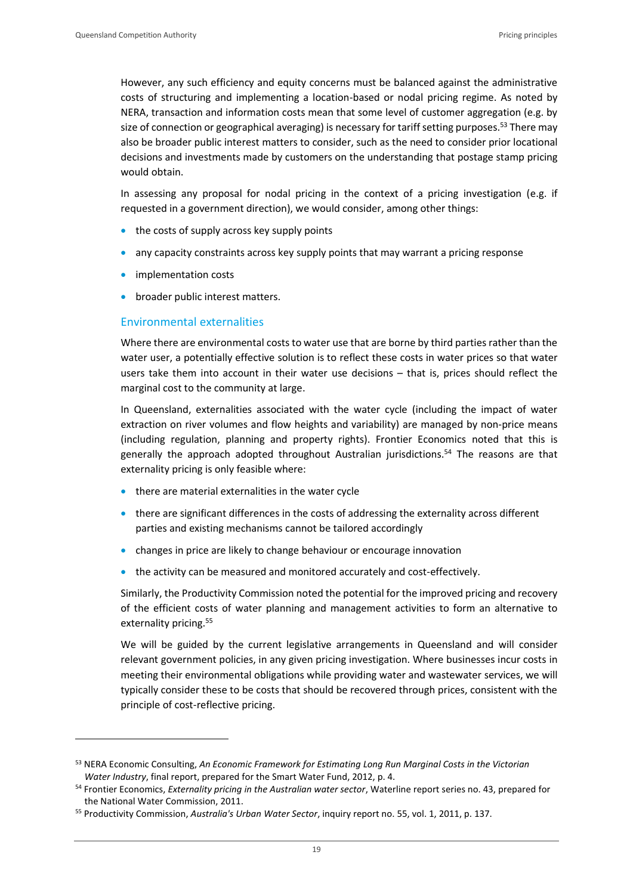However, any such efficiency and equity concerns must be balanced against the administrative costs of structuring and implementing a location-based or nodal pricing regime. As noted by NERA, transaction and information costs mean that some level of customer aggregation (e.g. by size of connection or geographical averaging) is necessary for tariff setting purposes.[53] There may also be broader public interest matters to consider, such as the need to consider prior locational decisions and investments made by customers on the understanding that postage stamp pricing would obtain.

In assessing any proposal for nodal pricing in the context of a pricing investigation (e.g. if requested in a government direction), we would consider, among other things:

- the costs of supply across key supply points
- any capacity constraints across key supply points that may warrant a pricing response
- implementation costs
- broader public interest matters.

### Environmental externalities

Where there are environmental costs to water use that are borne by third parties rather than the water user, a potentially effective solution is to reflect these costs in water prices so that water users take them into account in their water use decisions – that is, prices should reflect the marginal cost to the community at large.

In Queensland, externalities associated with the water cycle (including the impact of water extraction on river volumes and flow heights and variability) are managed by non-price means (including regulation, planning and property rights). Frontier Economics noted that this is generally the approach adopted throughout Australian jurisdictions.[54] The reasons are that externality pricing is only feasible where:

- there are material externalities in the water cycle
- there are significant differences in the costs of addressing the externality across different parties and existing mechanisms cannot be tailored accordingly
- changes in price are likely to change behaviour or encourage innovation
- the activity can be measured and monitored accurately and cost-effectively.

Similarly, the Productivity Commission noted the potential for the improved pricing and recovery of the efficient costs of water planning and management activities to form an alternative to externality pricing.[55]

We will be guided by the current legislative arrangements in Queensland and will consider relevant government policies, in any given pricing investigation. Where businesses incur costs in meeting their environmental obligations while providing water and wastewater services, we will typically consider these to be costs that should be recovered through prices, consistent with the principle of cost-reflective pricing.

---

[53] NERA Economic Consulting, *An Economic Framework for Estimating Long Run Marginal Costs in the Victorian Water Industry*, final report, prepared for the Smart Water Fund, 2012, p. 4.

[54] Frontier Economics, *Externality pricing in the Australian water sector*, Waterline report series no. 43, prepared for the National Water Commission, 2011.

[55] Productivity Commission, *Australia's Urban Water Sector*, inquiry report no. 55, vol. 1, 2011, p. 137.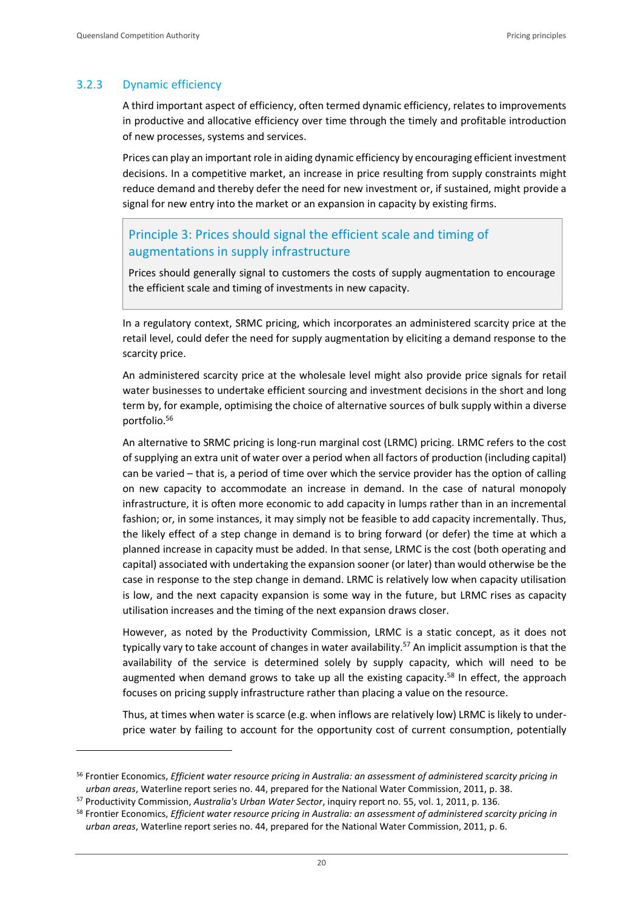### 3.2.3 Dynamic efficiency

A third important aspect of efficiency, often termed dynamic efficiency, relates to improvements in productive and allocative efficiency over time through the timely and profitable introduction of new processes, systems and services.

Prices can play an important role in aiding dynamic efficiency by encouraging efficient investment decisions. In a competitive market, an increase in price resulting from supply constraints might reduce demand and thereby defer the need for new investment or, if sustained, might provide a signal for new entry into the market or an expansion in capacity by existing firms.

> **Principle 3: Prices should signal the efficient scale and timing of augmentations in supply infrastructure**
>
> Prices should generally signal to customers the costs of supply augmentation to encourage the efficient scale and timing of investments in new capacity.

In a regulatory context, SRMC pricing, which incorporates an administered scarcity price at the retail level, could defer the need for supply augmentation by eliciting a demand response to the scarcity price.

An administered scarcity price at the wholesale level might also provide price signals for retail water businesses to undertake efficient sourcing and investment decisions in the short and long term by, for example, optimising the choice of alternative sources of bulk supply within a diverse portfolio.[56]

An alternative to SRMC pricing is long-run marginal cost (LRMC) pricing. LRMC refers to the cost of supplying an extra unit of water over a period when all factors of production (including capital) can be varied – that is, a period of time over which the service provider has the option of calling on new capacity to accommodate an increase in demand. In the case of natural monopoly infrastructure, it is often more economic to add capacity in lumps rather than in an incremental fashion; or, in some instances, it may simply not be feasible to add capacity incrementally. Thus, the likely effect of a step change in demand is to bring forward (or defer) the time at which a planned increase in capacity must be added. In that sense, LRMC is the cost (both operating and capital) associated with undertaking the expansion sooner (or later) than would otherwise be the case in response to the step change in demand. LRMC is relatively low when capacity utilisation is low, and the next capacity expansion is some way in the future, but LRMC rises as capacity utilisation increases and the timing of the next expansion draws closer.

However, as noted by the Productivity Commission, LRMC is a static concept, as it does not typically vary to take account of changes in water availability.[57] An implicit assumption is that the availability of the service is determined solely by supply capacity, which will need to be augmented when demand grows to take up all the existing capacity.[58] In effect, the approach focuses on pricing supply infrastructure rather than placing a value on the resource.

Thus, at times when water is scarce (e.g. when inflows are relatively low) LRMC is likely to under-price water by failing to account for the opportunity cost of current consumption, potentially

---

[56] Frontier Economics, *Efficient water resource pricing in Australia: an assessment of administered scarcity pricing in urban areas*, Waterline report series no. 44, prepared for the National Water Commission, 2011, p. 38.

[57] Productivity Commission, *Australia's Urban Water Sector*, inquiry report no. 55, vol. 1, 2011, p. 136.

[58] Frontier Economics, *Efficient water resource pricing in Australia: an assessment of administered scarcity pricing in urban areas*, Waterline report series no. 44, prepared for the National Water Commission, 2011, p. 6.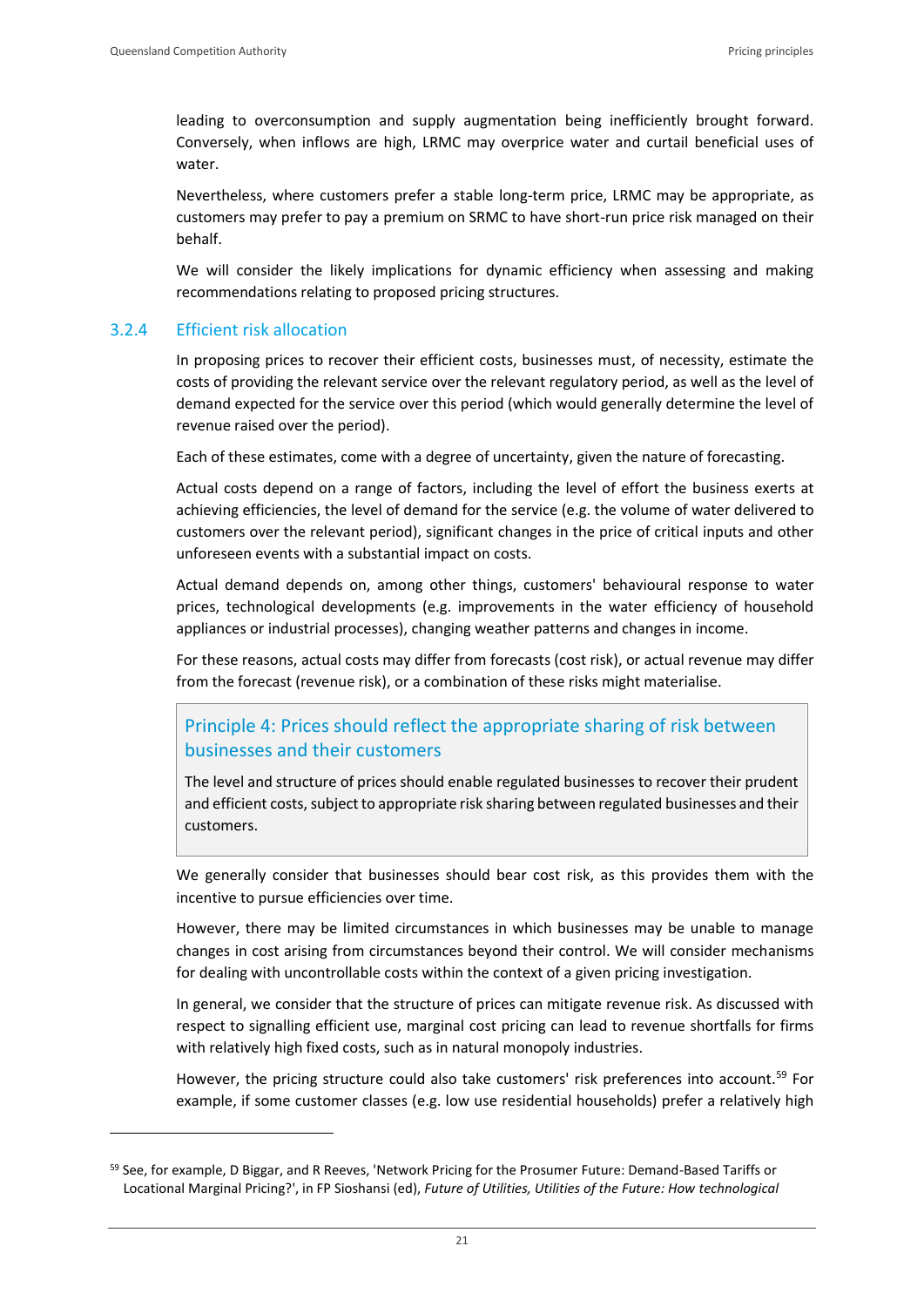leading to overconsumption and supply augmentation being inefficiently brought forward. Conversely, when inflows are high, LRMC may overprice water and curtail beneficial uses of water.

Nevertheless, where customers prefer a stable long-term price, LRMC may be appropriate, as customers may prefer to pay a premium on SRMC to have short-run price risk managed on their behalf.

We will consider the likely implications for dynamic efficiency when assessing and making recommendations relating to proposed pricing structures.

### 3.2.4 Efficient risk allocation

In proposing prices to recover their efficient costs, businesses must, of necessity, estimate the costs of providing the relevant service over the relevant regulatory period, as well as the level of demand expected for the service over this period (which would generally determine the level of revenue raised over the period).

Each of these estimates, come with a degree of uncertainty, given the nature of forecasting.

Actual costs depend on a range of factors, including the level of effort the business exerts at achieving efficiencies, the level of demand for the service (e.g. the volume of water delivered to customers over the relevant period), significant changes in the price of critical inputs and other unforeseen events with a substantial impact on costs.

Actual demand depends on, among other things, customers' behavioural response to water prices, technological developments (e.g. improvements in the water efficiency of household appliances or industrial processes), changing weather patterns and changes in income.

For these reasons, actual costs may differ from forecasts (cost risk), or actual revenue may differ from the forecast (revenue risk), or a combination of these risks might materialise.

> **Principle 4: Prices should reflect the appropriate sharing of risk between businesses and their customers**
>
> The level and structure of prices should enable regulated businesses to recover their prudent and efficient costs, subject to appropriate risk sharing between regulated businesses and their customers.

We generally consider that businesses should bear cost risk, as this provides them with the incentive to pursue efficiencies over time.

However, there may be limited circumstances in which businesses may be unable to manage changes in cost arising from circumstances beyond their control. We will consider mechanisms for dealing with uncontrollable costs within the context of a given pricing investigation.

In general, we consider that the structure of prices can mitigate revenue risk. As discussed with respect to signalling efficient use, marginal cost pricing can lead to revenue shortfalls for firms with relatively high fixed costs, such as in natural monopoly industries.

However, the pricing structure could also take customers' risk preferences into account.[59] For example, if some customer classes (e.g. low use residential households) prefer a relatively high

---

[59] See, for example, D Biggar, and R Reeves, 'Network Pricing for the Prosumer Future: Demand-Based Tariffs or Locational Marginal Pricing?', in FP Sioshansi (ed), *Future of Utilities, Utilities of the Future: How technological*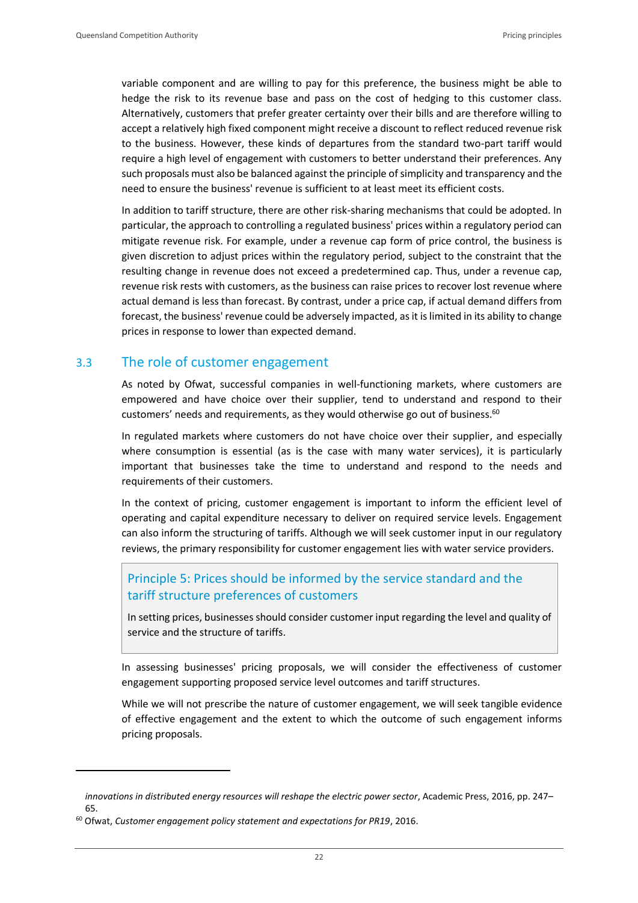variable component and are willing to pay for this preference, the business might be able to hedge the risk to its revenue base and pass on the cost of hedging to this customer class. Alternatively, customers that prefer greater certainty over their bills and are therefore willing to accept a relatively high fixed component might receive a discount to reflect reduced revenue risk to the business. However, these kinds of departures from the standard two-part tariff would require a high level of engagement with customers to better understand their preferences. Any such proposals must also be balanced against the principle of simplicity and transparency and the need to ensure the business' revenue is sufficient to at least meet its efficient costs.

In addition to tariff structure, there are other risk-sharing mechanisms that could be adopted. In particular, the approach to controlling a regulated business' prices within a regulatory period can mitigate revenue risk. For example, under a revenue cap form of price control, the business is given discretion to adjust prices within the regulatory period, subject to the constraint that the resulting change in revenue does not exceed a predetermined cap. Thus, under a revenue cap, revenue risk rests with customers, as the business can raise prices to recover lost revenue where actual demand is less than forecast. By contrast, under a price cap, if actual demand differs from forecast, the business' revenue could be adversely impacted, as it is limited in its ability to change prices in response to lower than expected demand.

## 3.3 The role of customer engagement

As noted by Ofwat, successful companies in well-functioning markets, where customers are empowered and have choice over their supplier, tend to understand and respond to their customers' needs and requirements, as they would otherwise go out of business.[60]

In regulated markets where customers do not have choice over their supplier, and especially where consumption is essential (as is the case with many water services), it is particularly important that businesses take the time to understand and respond to the needs and requirements of their customers.

In the context of pricing, customer engagement is important to inform the efficient level of operating and capital expenditure necessary to deliver on required service levels. Engagement can also inform the structuring of tariffs. Although we will seek customer input in our regulatory reviews, the primary responsibility for customer engagement lies with water service providers.

> **Principle 5: Prices should be informed by the service standard and the tariff structure preferences of customers**
>
> In setting prices, businesses should consider customer input regarding the level and quality of service and the structure of tariffs.

In assessing businesses' pricing proposals, we will consider the effectiveness of customer engagement supporting proposed service level outcomes and tariff structures.

While we will not prescribe the nature of customer engagement, we will seek tangible evidence of effective engagement and the extent to which the outcome of such engagement informs pricing proposals.

---

*innovations in distributed energy resources will reshape the electric power sector*, Academic Press, 2016, pp. 247–65.

[60] Ofwat, *Customer engagement policy statement and expectations for PR19*, 2016.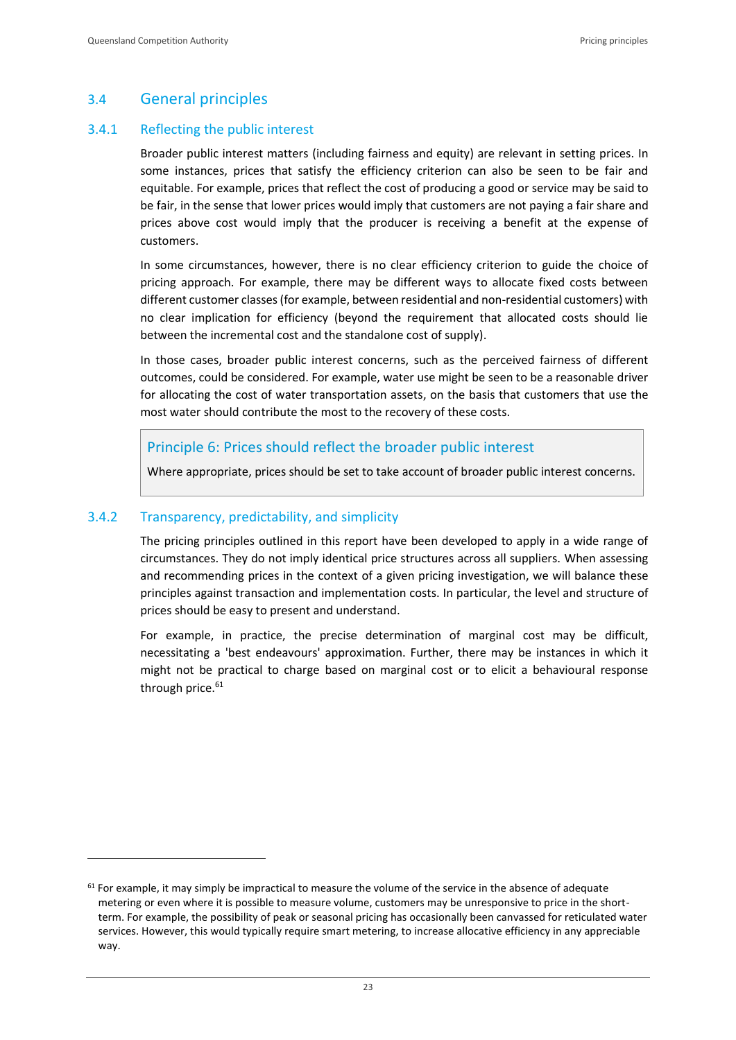## 3.4 General principles

### 3.4.1 Reflecting the public interest

Broader public interest matters (including fairness and equity) are relevant in setting prices. In some instances, prices that satisfy the efficiency criterion can also be seen to be fair and equitable. For example, prices that reflect the cost of producing a good or service may be said to be fair, in the sense that lower prices would imply that customers are not paying a fair share and prices above cost would imply that the producer is receiving a benefit at the expense of customers.

In some circumstances, however, there is no clear efficiency criterion to guide the choice of pricing approach. For example, there may be different ways to allocate fixed costs between different customer classes (for example, between residential and non-residential customers) with no clear implication for efficiency (beyond the requirement that allocated costs should lie between the incremental cost and the standalone cost of supply).

In those cases, broader public interest concerns, such as the perceived fairness of different outcomes, could be considered. For example, water use might be seen to be a reasonable driver for allocating the cost of water transportation assets, on the basis that customers that use the most water should contribute the most to the recovery of these costs.

> **Principle 6: Prices should reflect the broader public interest**
>
> Where appropriate, prices should be set to take account of broader public interest concerns.

### 3.4.2 Transparency, predictability, and simplicity

The pricing principles outlined in this report have been developed to apply in a wide range of circumstances. They do not imply identical price structures across all suppliers. When assessing and recommending prices in the context of a given pricing investigation, we will balance these principles against transaction and implementation costs. In particular, the level and structure of prices should be easy to present and understand.

For example, in practice, the precise determination of marginal cost may be difficult, necessitating a 'best endeavours' approximation. Further, there may be instances in which it might not be practical to charge based on marginal cost or to elicit a behavioural response through price.[61]

---

[61] For example, it may simply be impractical to measure the volume of the service in the absence of adequate metering or even where it is possible to measure volume, customers may be unresponsive to price in the short-term. For example, the possibility of peak or seasonal pricing has occasionally been canvassed for reticulated water services. However, this would typically require smart metering, to increase allocative efficiency in any appreciable way.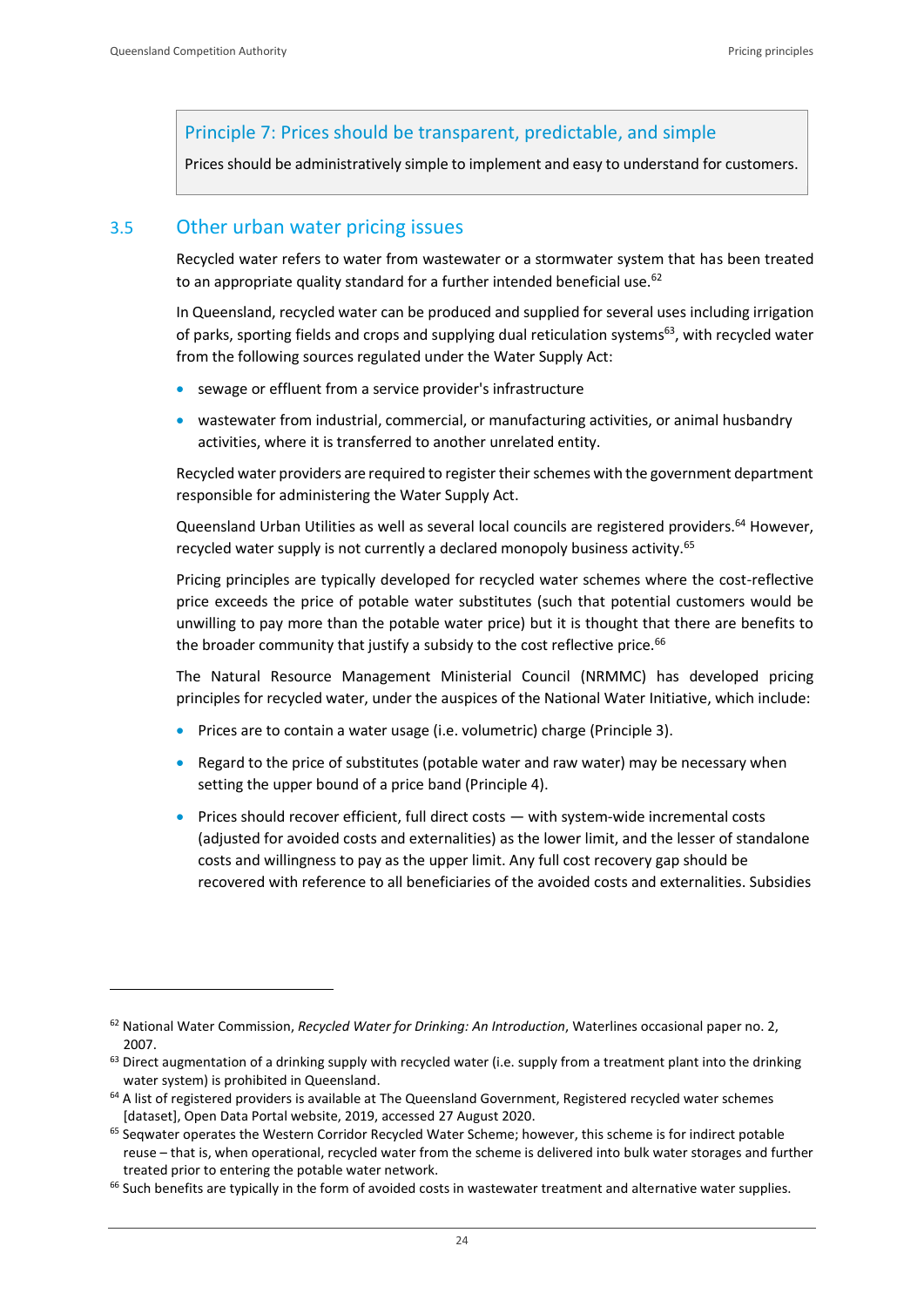> **Principle 7: Prices should be transparent, predictable, and simple**
>
> Prices should be administratively simple to implement and easy to understand for customers.

## 3.5 Other urban water pricing issues

Recycled water refers to water from wastewater or a stormwater system that has been treated to an appropriate quality standard for a further intended beneficial use.[62]

In Queensland, recycled water can be produced and supplied for several uses including irrigation of parks, sporting fields and crops and supplying dual reticulation systems[63], with recycled water from the following sources regulated under the Water Supply Act:

- sewage or effluent from a service provider's infrastructure
- wastewater from industrial, commercial, or manufacturing activities, or animal husbandry activities, where it is transferred to another unrelated entity.

Recycled water providers are required to register their schemes with the government department responsible for administering the Water Supply Act.

Queensland Urban Utilities as well as several local councils are registered providers.[64] However, recycled water supply is not currently a declared monopoly business activity.[65]

Pricing principles are typically developed for recycled water schemes where the cost-reflective price exceeds the price of potable water substitutes (such that potential customers would be unwilling to pay more than the potable water price) but it is thought that there are benefits to the broader community that justify a subsidy to the cost reflective price.[66]

The Natural Resource Management Ministerial Council (NRMMC) has developed pricing principles for recycled water, under the auspices of the National Water Initiative, which include:

- Prices are to contain a water usage (i.e. volumetric) charge (Principle 3).
- Regard to the price of substitutes (potable water and raw water) may be necessary when setting the upper bound of a price band (Principle 4).
- Prices should recover efficient, full direct costs — with system-wide incremental costs (adjusted for avoided costs and externalities) as the lower limit, and the lesser of standalone costs and willingness to pay as the upper limit. Any full cost recovery gap should be recovered with reference to all beneficiaries of the avoided costs and externalities. Subsidies

---

[62] National Water Commission, *Recycled Water for Drinking: An Introduction*, Waterlines occasional paper no. 2, 2007.

[63] Direct augmentation of a drinking supply with recycled water (i.e. supply from a treatment plant into the drinking water system) is prohibited in Queensland.

[64] A list of registered providers is available at The Queensland Government, Registered recycled water schemes [dataset], Open Data Portal website, 2019, accessed 27 August 2020.

[65] Seqwater operates the Western Corridor Recycled Water Scheme; however, this scheme is for indirect potable reuse – that is, when operational, recycled water from the scheme is delivered into bulk water storages and further treated prior to entering the potable water network.

[66] Such benefits are typically in the form of avoided costs in wastewater treatment and alternative water supplies.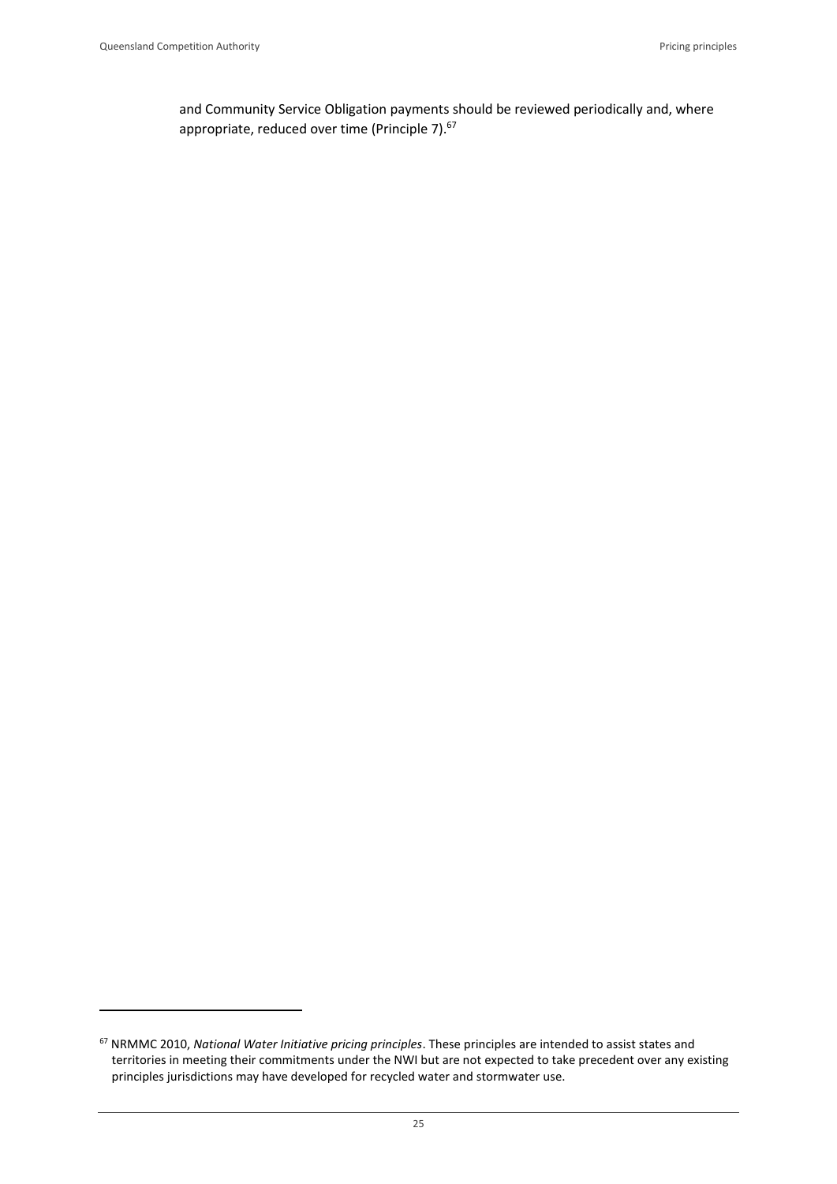and Community Service Obligation payments should be reviewed periodically and, where appropriate, reduced over time (Principle 7).[67]

[67] NRMMC 2010, *National Water Initiative pricing principles*. These principles are intended to assist states and territories in meeting their commitments under the NWI but are not expected to take precedent over any existing principles jurisdictions may have developed for recycled water and stormwater use.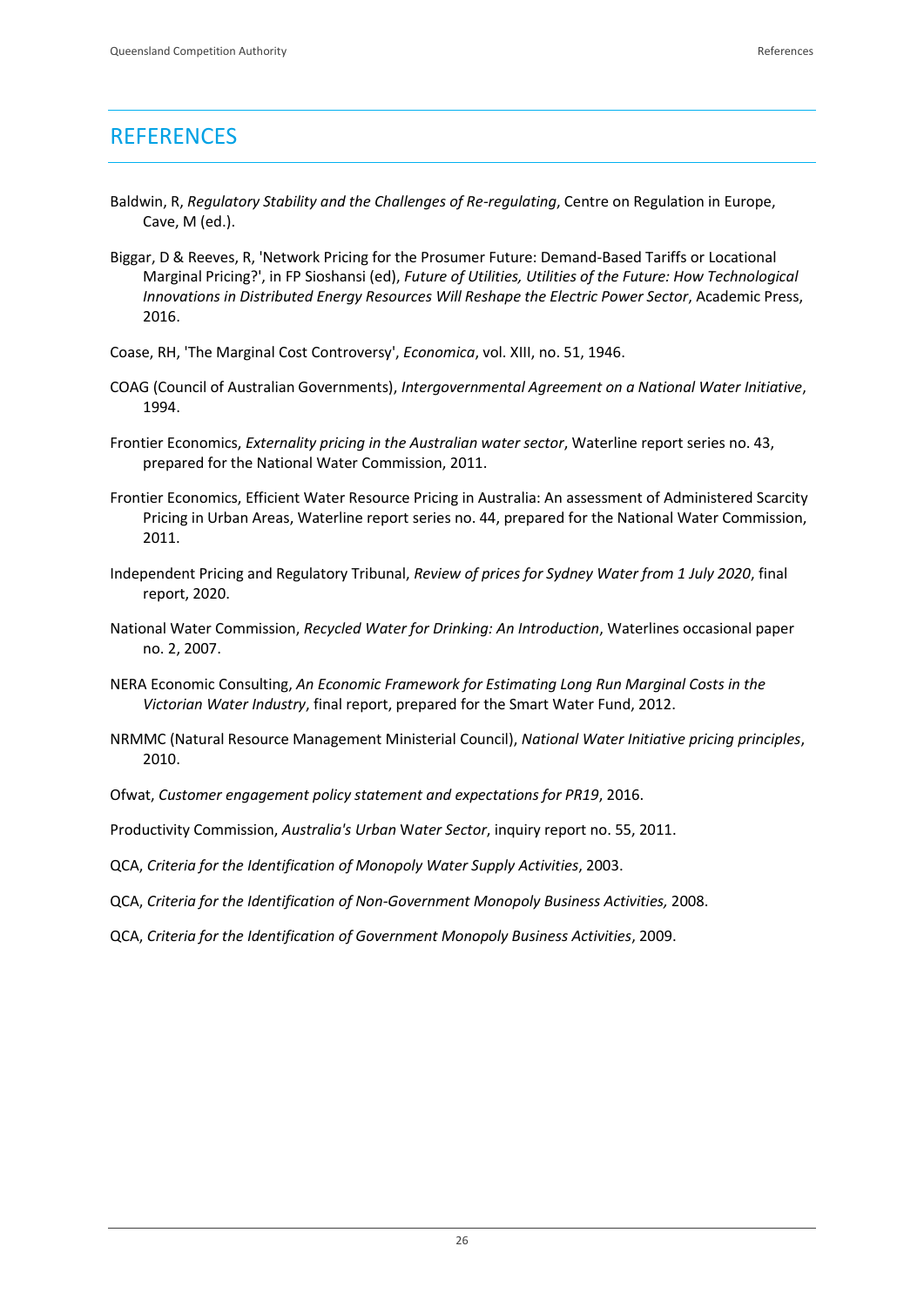# REFERENCES

Baldwin, R, *Regulatory Stability and the Challenges of Re-regulating*, Centre on Regulation in Europe, Cave, M (ed.).

Biggar, D & Reeves, R, 'Network Pricing for the Prosumer Future: Demand-Based Tariffs or Locational Marginal Pricing?', in FP Sioshansi (ed), *Future of Utilities, Utilities of the Future: How Technological Innovations in Distributed Energy Resources Will Reshape the Electric Power Sector*, Academic Press, 2016.

Coase, RH, 'The Marginal Cost Controversy', *Economica*, vol. XIII, no. 51, 1946.

COAG (Council of Australian Governments), *Intergovernmental Agreement on a National Water Initiative*, 1994.

Frontier Economics, *Externality pricing in the Australian water sector*, Waterline report series no. 43, prepared for the National Water Commission, 2011.

Frontier Economics, Efficient Water Resource Pricing in Australia: An assessment of Administered Scarcity Pricing in Urban Areas, Waterline report series no. 44, prepared for the National Water Commission, 2011.

Independent Pricing and Regulatory Tribunal, *Review of prices for Sydney Water from 1 July 2020*, final report, 2020.

National Water Commission, *Recycled Water for Drinking: An Introduction*, Waterlines occasional paper no. 2, 2007.

NERA Economic Consulting, *An Economic Framework for Estimating Long Run Marginal Costs in the Victorian Water Industry*, final report, prepared for the Smart Water Fund, 2012.

NRMMC (Natural Resource Management Ministerial Council), *National Water Initiative pricing principles*, 2010.

Ofwat, *Customer engagement policy statement and expectations for PR19*, 2016.

Productivity Commission, *Australia's Urban* Water *Sector*, inquiry report no. 55, 2011.

QCA, *Criteria for the Identification of Monopoly Water Supply Activities*, 2003.

QCA, *Criteria for the Identification of Non-Government Monopoly Business Activities,* 2008.

QCA, *Criteria for the Identification of Government Monopoly Business Activities*, 2009.